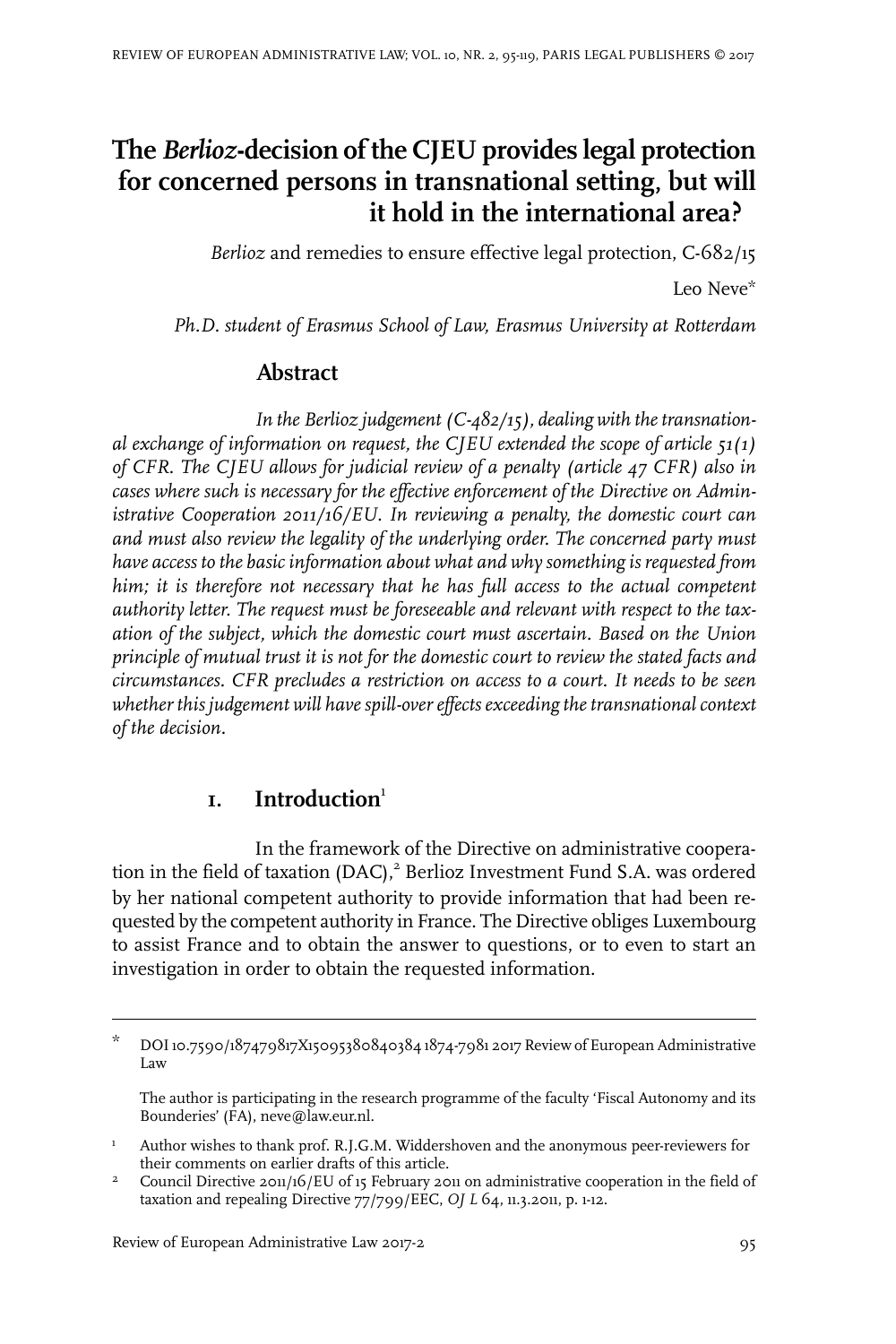# The *Berlioz*-decision of the CJEU provides legal protection for concerned persons in transnational setting, but will it hold in the international area?

*Berlioz* and remedies to ensure effective legal protection, C-682/15

Leo Neve*

*Ph.D. student of Erasmus School of Law, Erasmus University at Rotterdam*

## Abstract

*In the Berlioz judgement (C-482/15), dealing with the transnational exchange of information on request, the CJEU extended the scope of article 51(1) of CFR. The CJEU allows for judicial review of a penalty (article 47 CFR) also in cases where such is necessary for the effective enforcement of the Directive on Administrative Cooperation 2011/16/EU. In reviewing a penalty, the domestic court can and must also review the legality of the underlying order. The concerned party must have access to the basic information about what and why something is requested from him; it is therefore not necessary that he has full access to the actual competent authority letter. The request must be foreseeable and relevant with respect to the taxation of the subject, which the domestic court must ascertain. Based on the Union principle of mutual trust it is not for the domestic court to review the stated facts and circumstances. CFR precludes a restriction on access to a court. It needs to be seen whether this judgement will have spill-over effects exceeding the transnational context of the decision.*

## 1. Introduction[1]

In the framework of the Directive on administrative cooperation in the field of taxation (DAC),[2] Berlioz Investment Fund S.A. was ordered by her national competent authority to provide information that had been requested by the competent authority in France. The Directive obliges Luxembourg to assist France and to obtain the answer to questions, or to even to start an investigation in order to obtain the requested information.

---

\* DOI 10.7590/187479817X15095380840384 1874-7981 2017 Review of European Administrative Law

The author is participating in the research programme of the faculty 'Fiscal Autonomy and its Bounderies' (FA), neve@law.eur.nl.

[1] Author wishes to thank prof. R.J.G.M. Widdershoven and the anonymous peer-reviewers for their comments on earlier drafts of this article.

[2] Council Directive 2011/16/EU of 15 February 2011 on administrative cooperation in the field of taxation and repealing Directive 77/799/EEC, *OJ L* 64, 11.3.2011, p. 1-12.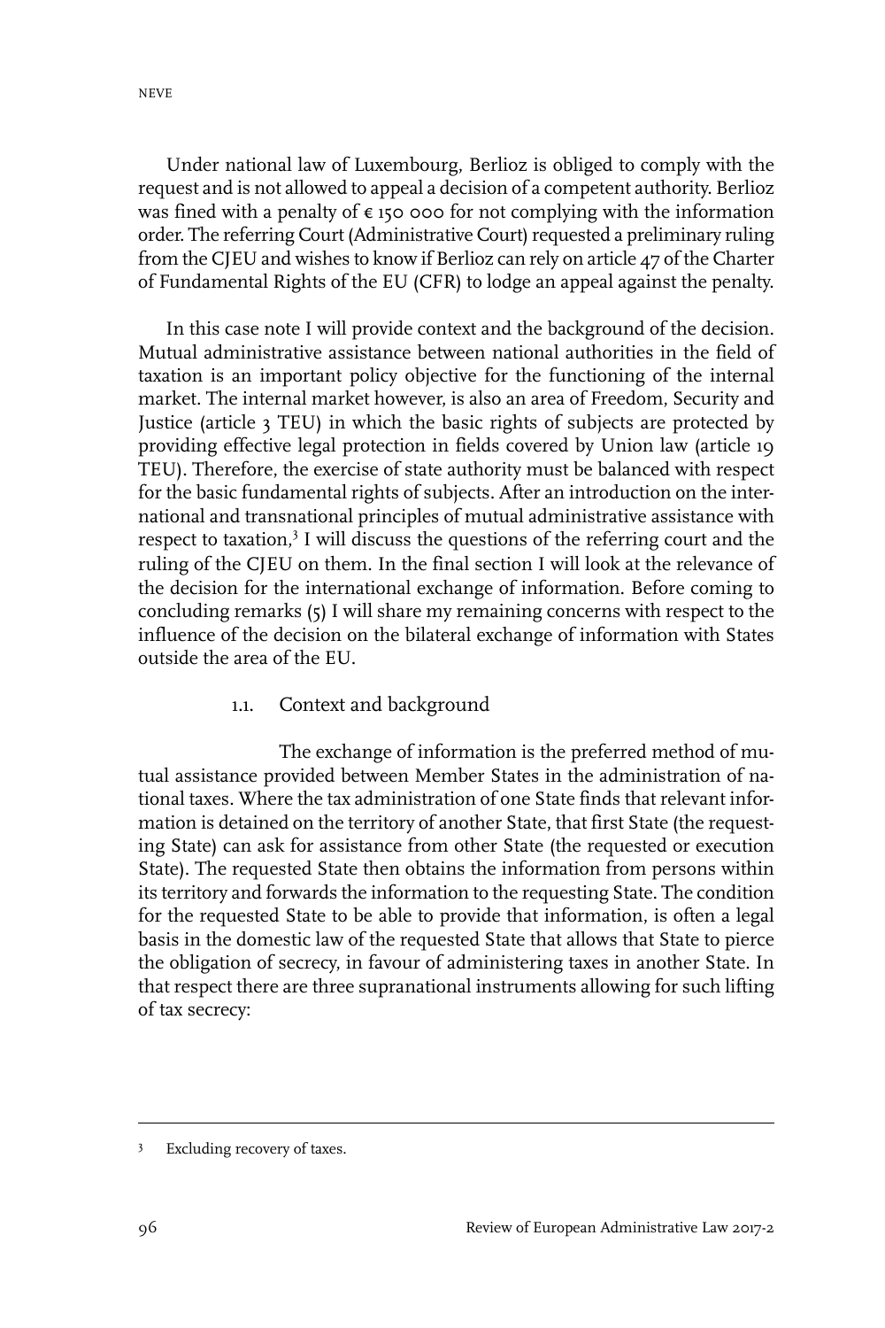Under national law of Luxembourg, Berlioz is obliged to comply with the request and is not allowed to appeal a decision of a competent authority. Berlioz was fined with a penalty of € 150 000 for not complying with the information order. The referring Court (Administrative Court) requested a preliminary ruling from the CJEU and wishes to know if Berlioz can rely on article 47 of the Charter of Fundamental Rights of the EU (CFR) to lodge an appeal against the penalty.

In this case note I will provide context and the background of the decision. Mutual administrative assistance between national authorities in the field of taxation is an important policy objective for the functioning of the internal market. The internal market however, is also an area of Freedom, Security and Justice (article 3 TEU) in which the basic rights of subjects are protected by providing effective legal protection in fields covered by Union law (article 19 TEU). Therefore, the exercise of state authority must be balanced with respect for the basic fundamental rights of subjects. After an introduction on the international and transnational principles of mutual administrative assistance with respect to taxation,[3] I will discuss the questions of the referring court and the ruling of the CJEU on them. In the final section I will look at the relevance of the decision for the international exchange of information. Before coming to concluding remarks (5) I will share my remaining concerns with respect to the influence of the decision on the bilateral exchange of information with States outside the area of the EU.

### 1.1. Context and background

The exchange of information is the preferred method of mutual assistance provided between Member States in the administration of national taxes. Where the tax administration of one State finds that relevant information is detained on the territory of another State, that first State (the requesting State) can ask for assistance from other State (the requested or execution State). The requested State then obtains the information from persons within its territory and forwards the information to the requesting State. The condition for the requested State to be able to provide that information, is often a legal basis in the domestic law of the requested State that allows that State to pierce the obligation of secrecy, in favour of administering taxes in another State. In that respect there are three supranational instruments allowing for such lifting of tax secrecy:

---

[3] Excluding recovery of taxes.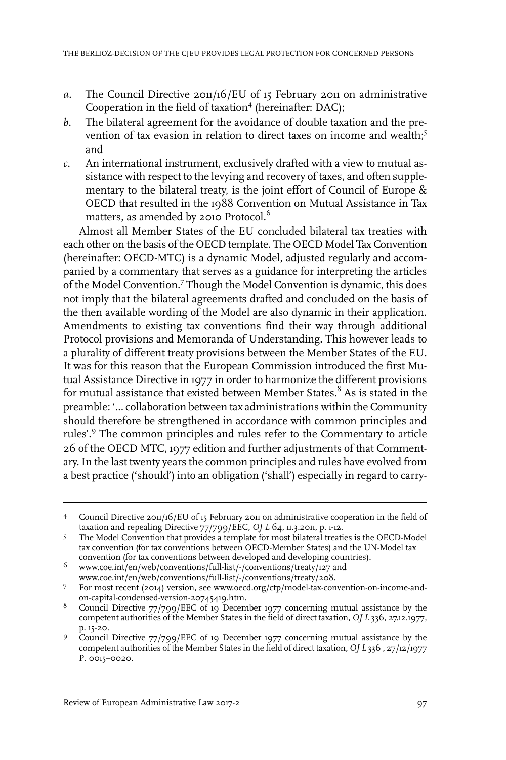*a.* The Council Directive 2011/16/EU of 15 February 2011 on administrative Cooperation in the field of taxation[4] (hereinafter: DAC);

*b.* The bilateral agreement for the avoidance of double taxation and the prevention of tax evasion in relation to direct taxes on income and wealth;[5] and

*c.* An international instrument, exclusively drafted with a view to mutual assistance with respect to the levying and recovery of taxes, and often supplementary to the bilateral treaty, is the joint effort of Council of Europe & OECD that resulted in the 1988 Convention on Mutual Assistance in Tax matters, as amended by 2010 Protocol.[6]

Almost all Member States of the EU concluded bilateral tax treaties with each other on the basis of the OECD template. The OECD Model Tax Convention (hereinafter: OECD-MTC) is a dynamic Model, adjusted regularly and accompanied by a commentary that serves as a guidance for interpreting the articles of the Model Convention.[7] Though the Model Convention is dynamic, this does not imply that the bilateral agreements drafted and concluded on the basis of the then available wording of the Model are also dynamic in their application. Amendments to existing tax conventions find their way through additional Protocol provisions and Memoranda of Understanding. This however leads to a plurality of different treaty provisions between the Member States of the EU. It was for this reason that the European Commission introduced the first Mutual Assistance Directive in 1977 in order to harmonize the different provisions for mutual assistance that existed between Member States.[8] As is stated in the preamble: '… collaboration between tax administrations within the Community should therefore be strengthened in accordance with common principles and rules'.[9] The common principles and rules refer to the Commentary to article 26 of the OECD MTC, 1977 edition and further adjustments of that Commentary. In the last twenty years the common principles and rules have evolved from a best practice ('should') into an obligation ('shall') especially in regard to carry-

---

4 Council Directive 2011/16/EU of 15 February 2011 on administrative cooperation in the field of taxation and repealing Directive 77/799/EEC, *OJ L* 64, 11.3.2011, p. 1-12.

5 The Model Convention that provides a template for most bilateral treaties is the OECD-Model tax convention (for tax conventions between OECD-Member States) and the UN-Model tax convention (for tax conventions between developed and developing countries).

6 www.coe.int/en/web/conventions/full-list/-/conventions/treaty/127 and www.coe.int/en/web/conventions/full-list/-/conventions/treaty/208.

7 For most recent (2014) version, see www.oecd.org/ctp/model-tax-convention-on-income-and-on-capital-condensed-version-20745419.htm.

8 Council Directive 77/799/EEC of 19 December 1977 concerning mutual assistance by the competent authorities of the Member States in the field of direct taxation, *OJ L* 336, 27.12.1977, p. 15-20.

9 Council Directive 77/799/EEC of 19 December 1977 concerning mutual assistance by the competent authorities of the Member States in the field of direct taxation, *OJ L* 336 , 27/12/1977 P. 0015–0020.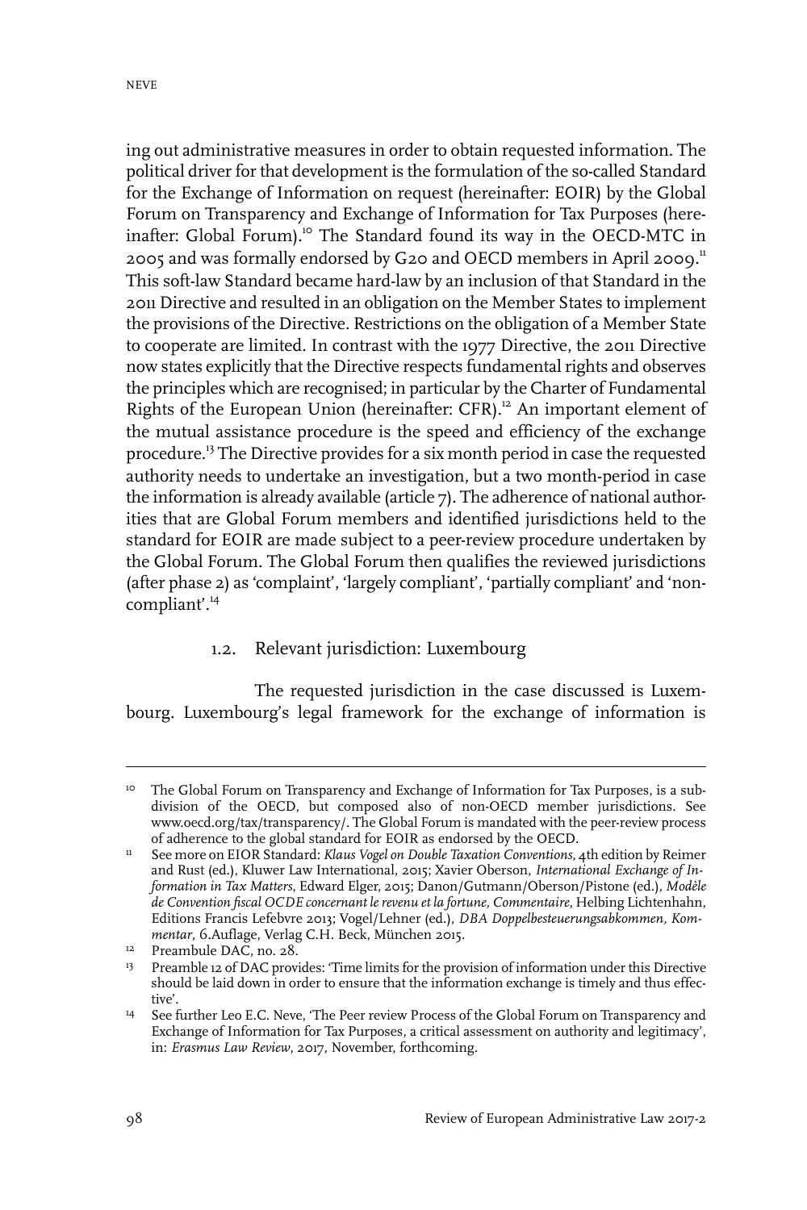ing out administrative measures in order to obtain requested information. The political driver for that development is the formulation of the so-called Standard for the Exchange of Information on request (hereinafter: EOIR) by the Global Forum on Transparency and Exchange of Information for Tax Purposes (hereinafter: Global Forum).[10] The Standard found its way in the OECD-MTC in 2005 and was formally endorsed by G20 and OECD members in April 2009.[11] This soft-law Standard became hard-law by an inclusion of that Standard in the 2011 Directive and resulted in an obligation on the Member States to implement the provisions of the Directive. Restrictions on the obligation of a Member State to cooperate are limited. In contrast with the 1977 Directive, the 2011 Directive now states explicitly that the Directive respects fundamental rights and observes the principles which are recognised; in particular by the Charter of Fundamental Rights of the European Union (hereinafter: CFR).[12] An important element of the mutual assistance procedure is the speed and efficiency of the exchange procedure.[13] The Directive provides for a six month period in case the requested authority needs to undertake an investigation, but a two month-period in case the information is already available (article 7). The adherence of national authorities that are Global Forum members and identified jurisdictions held to the standard for EOIR are made subject to a peer-review procedure undertaken by the Global Forum. The Global Forum then qualifies the reviewed jurisdictions (after phase 2) as 'complaint', 'largely compliant', 'partially compliant' and 'non-compliant'.[14]

### 1.2. Relevant jurisdiction: Luxembourg

The requested jurisdiction in the case discussed is Luxembourg. Luxembourg's legal framework for the exchange of information is

---

[10] The Global Forum on Transparency and Exchange of Information for Tax Purposes, is a subdivision of the OECD, but composed also of non-OECD member jurisdictions. See www.oecd.org/tax/transparency/. The Global Forum is mandated with the peer-review process of adherence to the global standard for EOIR as endorsed by the OECD.

[11] See more on EIOR Standard: *Klaus Vogel on Double Taxation Conventions*, 4th edition by Reimer and Rust (ed.), Kluwer Law International, 2015; Xavier Oberson, *International Exchange of Information in Tax Matters*, Edward Elger, 2015; Danon/Gutmann/Oberson/Pistone (ed.), *Modèle de Convention fiscal OCDE concernant le revenu et la fortune, Commentaire*, Helbing Lichtenhahn, Editions Francis Lefebvre 2013; Vogel/Lehner (ed.), *DBA Doppelbesteuerungsabkommen, Kommentar*, 6.Auflage, Verlag C.H. Beck, München 2015.

[12] Preambule DAC, no. 28.

[13] Preamble 12 of DAC provides: 'Time limits for the provision of information under this Directive should be laid down in order to ensure that the information exchange is timely and thus effective'.

[14] See further Leo E.C. Neve, 'The Peer review Process of the Global Forum on Transparency and Exchange of Information for Tax Purposes, a critical assessment on authority and legitimacy', in: *Erasmus Law Review*, 2017, November, forthcoming.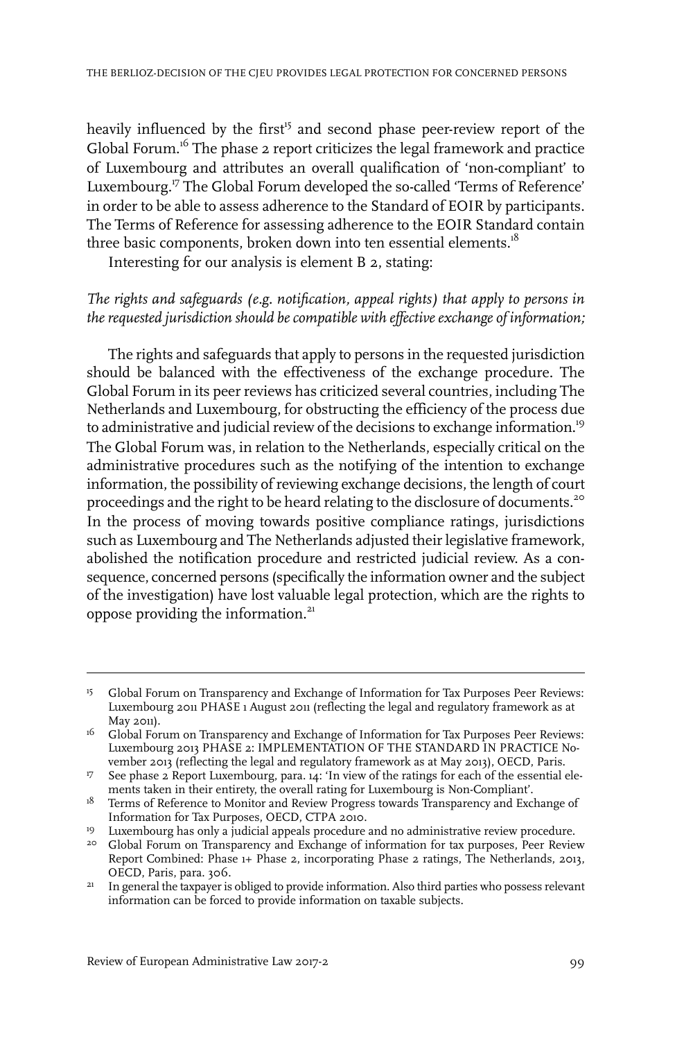heavily influenced by the first[15] and second phase peer-review report of the Global Forum.[16] The phase 2 report criticizes the legal framework and practice of Luxembourg and attributes an overall qualification of 'non-compliant' to Luxembourg.[17] The Global Forum developed the so-called 'Terms of Reference' in order to be able to assess adherence to the Standard of EOIR by participants. The Terms of Reference for assessing adherence to the EOIR Standard contain three basic components, broken down into ten essential elements.[18]

Interesting for our analysis is element B 2, stating:

*The rights and safeguards (e.g. notification, appeal rights) that apply to persons in the requested jurisdiction should be compatible with effective exchange of information;*

The rights and safeguards that apply to persons in the requested jurisdiction should be balanced with the effectiveness of the exchange procedure. The Global Forum in its peer reviews has criticized several countries, including The Netherlands and Luxembourg, for obstructing the efficiency of the process due to administrative and judicial review of the decisions to exchange information.[19] The Global Forum was, in relation to the Netherlands, especially critical on the administrative procedures such as the notifying of the intention to exchange information, the possibility of reviewing exchange decisions, the length of court proceedings and the right to be heard relating to the disclosure of documents.[20] In the process of moving towards positive compliance ratings, jurisdictions such as Luxembourg and The Netherlands adjusted their legislative framework, abolished the notification procedure and restricted judicial review. As a consequence, concerned persons (specifically the information owner and the subject of the investigation) have lost valuable legal protection, which are the rights to oppose providing the information.[21]

---

15 Global Forum on Transparency and Exchange of Information for Tax Purposes Peer Reviews: Luxembourg 2011 PHASE 1 August 2011 (reflecting the legal and regulatory framework as at May 2011).

16 Global Forum on Transparency and Exchange of Information for Tax Purposes Peer Reviews: Luxembourg 2013 PHASE 2: IMPLEMENTATION OF THE STANDARD IN PRACTICE November 2013 (reflecting the legal and regulatory framework as at May 2013), OECD, Paris.

17 See phase 2 Report Luxembourg, para. 14: 'In view of the ratings for each of the essential elements taken in their entirety, the overall rating for Luxembourg is Non-Compliant'.

18 Terms of Reference to Monitor and Review Progress towards Transparency and Exchange of Information for Tax Purposes, OECD, CTPA 2010.

19 Luxembourg has only a judicial appeals procedure and no administrative review procedure.

20 Global Forum on Transparency and Exchange of information for tax purposes, Peer Review Report Combined: Phase 1+ Phase 2, incorporating Phase 2 ratings, The Netherlands, 2013, OECD, Paris, para. 306.

21 In general the taxpayer is obliged to provide information. Also third parties who possess relevant information can be forced to provide information on taxable subjects.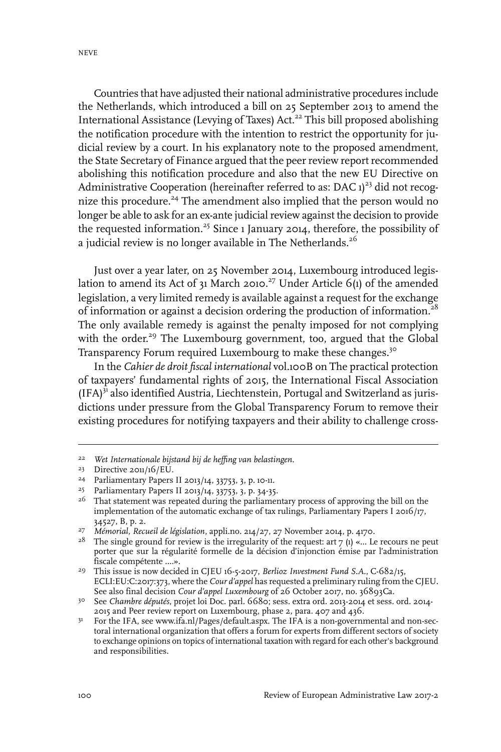Countries that have adjusted their national administrative procedures include the Netherlands, which introduced a bill on 25 September 2013 to amend the International Assistance (Levying of Taxes) Act.[22] This bill proposed abolishing the notification procedure with the intention to restrict the opportunity for judicial review by a court. In his explanatory note to the proposed amendment, the State Secretary of Finance argued that the peer review report recommended abolishing this notification procedure and also that the new EU Directive on Administrative Cooperation (hereinafter referred to as: DAC 1)[23] did not recognize this procedure.[24] The amendment also implied that the person would no longer be able to ask for an ex-ante judicial review against the decision to provide the requested information.[25] Since 1 January 2014, therefore, the possibility of a judicial review is no longer available in The Netherlands.[26]

Just over a year later, on 25 November 2014, Luxembourg introduced legislation to amend its Act of 31 March 2010.[27] Under Article 6(1) of the amended legislation, a very limited remedy is available against a request for the exchange of information or against a decision ordering the production of information.[28] The only available remedy is against the penalty imposed for not complying with the order.[29] The Luxembourg government, too, argued that the Global Transparency Forum required Luxembourg to make these changes.[30]

In the *Cahier de droit fiscal international* vol.100B on The practical protection of taxpayers' fundamental rights of 2015, the International Fiscal Association (IFA)[31] also identified Austria, Liechtenstein, Portugal and Switzerland as jurisdictions under pressure from the Global Transparency Forum to remove their existing procedures for notifying taxpayers and their ability to challenge cross-

---

[22] *Wet Internationale bijstand bij de heffing van belastingen.*

[23] Directive 2011/16/EU.

[24] Parliamentary Papers II 2013/14, 33753, 3, p. 10-11.

[25] Parliamentary Papers II 2013/14, 33753, 3, p. 34-35.

[26] That statement was repeated during the parliamentary process of approving the bill on the implementation of the automatic exchange of tax rulings, Parliamentary Papers I 2016/17, 34527, B, p. 2.

[27] *Mémorial, Recueil de législation*, appli.no. 214/27, 27 November 2014, p. 4170.

[28] The single ground for review is the irregularity of the request: art 7 (1) «... Le recours ne peut porter que sur la régularité formelle de la décision d'injonction émise par l'administration fiscale compétente ....».

[29] This issue is now decided in CJEU 16-5-2017, *Berlioz Investment Fund S.A.*, C-682/15, ECLI:EU:C:2017:373, where the *Cour d'appel* has requested a preliminary ruling from the CJEU. See also final decision *Cour d'appel Luxembourg* of 26 October 2017, no. 36893Ca.

[30] See *Chambre députés*, projet loi Doc. parl. 6680; sess. extra ord. 2013-2014 et sess. ord. 2014-2015 and Peer review report on Luxembourg, phase 2, para. 407 and 436.

[31] For the IFA, see www.ifa.nl/Pages/default.aspx. The IFA is a non-governmental and non-sectoral international organization that offers a forum for experts from different sectors of society to exchange opinions on topics of international taxation with regard for each other's background and responsibilities.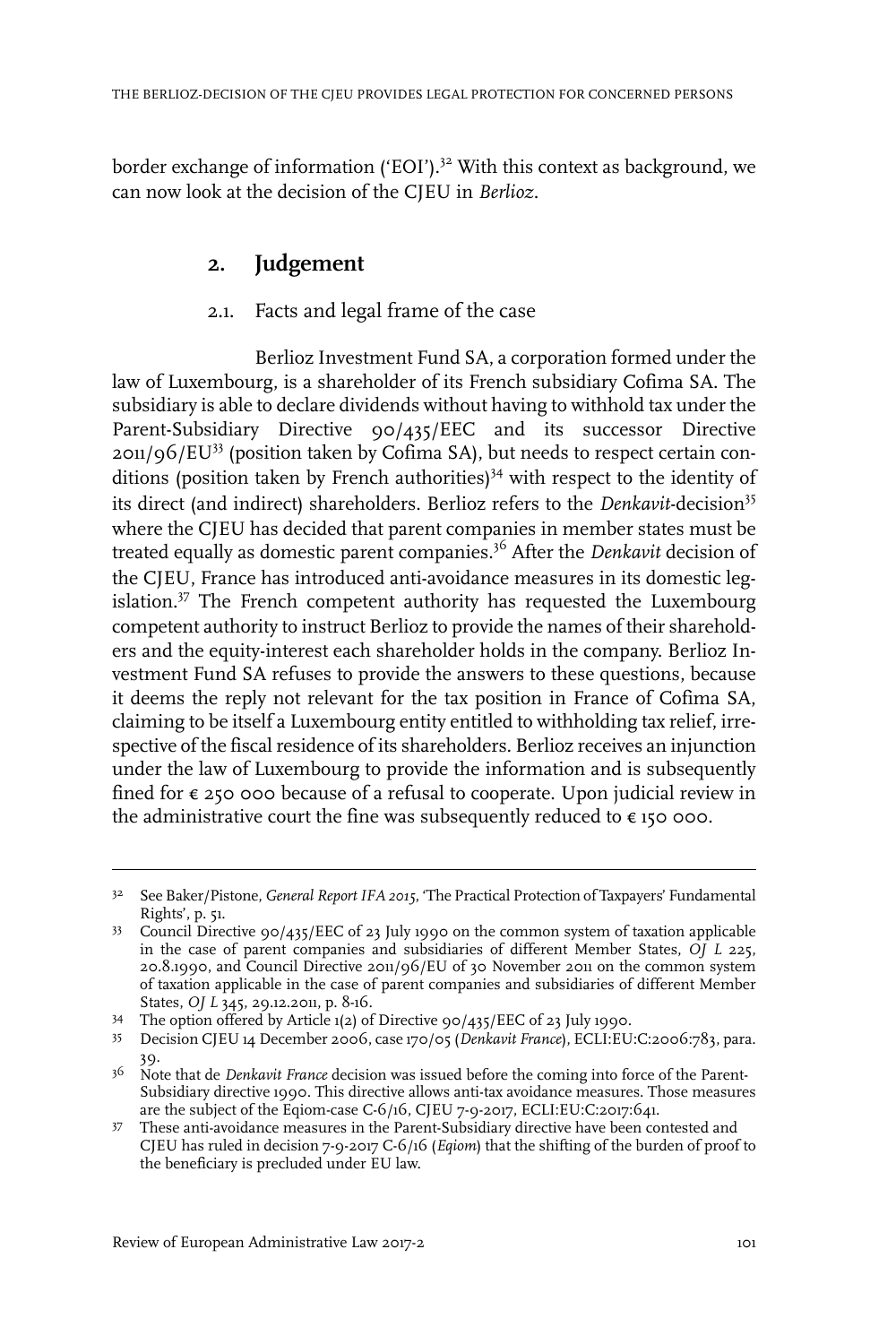border exchange of information ('EOI').[32] With this context as background, we can now look at the decision of the CJEU in *Berlioz*.

## 2. Judgement

### 2.1. Facts and legal frame of the case

Berlioz Investment Fund SA, a corporation formed under the law of Luxembourg, is a shareholder of its French subsidiary Cofima SA. The subsidiary is able to declare dividends without having to withhold tax under the Parent-Subsidiary Directive 90/435/EEC and its successor Directive 2011/96/EU[33] (position taken by Cofima SA), but needs to respect certain conditions (position taken by French authorities)[34] with respect to the identity of its direct (and indirect) shareholders. Berlioz refers to the *Denkavit*-decision[35] where the CJEU has decided that parent companies in member states must be treated equally as domestic parent companies.[36] After the *Denkavit* decision of the CJEU, France has introduced anti-avoidance measures in its domestic legislation.[37] The French competent authority has requested the Luxembourg competent authority to instruct Berlioz to provide the names of their shareholders and the equity-interest each shareholder holds in the company. Berlioz Investment Fund SA refuses to provide the answers to these questions, because it deems the reply not relevant for the tax position in France of Cofima SA, claiming to be itself a Luxembourg entity entitled to withholding tax relief, irrespective of the fiscal residence of its shareholders. Berlioz receives an injunction under the law of Luxembourg to provide the information and is subsequently fined for € 250 000 because of a refusal to cooperate. Upon judicial review in the administrative court the fine was subsequently reduced to € 150 000.

---

[32] See Baker/Pistone, *General Report IFA 2015*, 'The Practical Protection of Taxpayers' Fundamental Rights', p. 51.

[33] Council Directive 90/435/EEC of 23 July 1990 on the common system of taxation applicable in the case of parent companies and subsidiaries of different Member States, *OJ L* 225, 20.8.1990, and Council Directive 2011/96/EU of 30 November 2011 on the common system of taxation applicable in the case of parent companies and subsidiaries of different Member States, *OJ L* 345, 29.12.2011, p. 8-16.

[34] The option offered by Article 1(2) of Directive 90/435/EEC of 23 July 1990.

[35] Decision CJEU 14 December 2006, case 170/05 (*Denkavit France*), ECLI:EU:C:2006:783, para. 39.

[36] Note that de *Denkavit France* decision was issued before the coming into force of the Parent-Subsidiary directive 1990. This directive allows anti-tax avoidance measures. Those measures are the subject of the Eqiom-case C-6/16, CJEU 7-9-2017, ECLI:EU:C:2017:641.

[37] These anti-avoidance measures in the Parent-Subsidiary directive have been contested and CJEU has ruled in decision 7-9-2017 C-6/16 (*Eqiom*) that the shifting of the burden of proof to the beneficiary is precluded under EU law.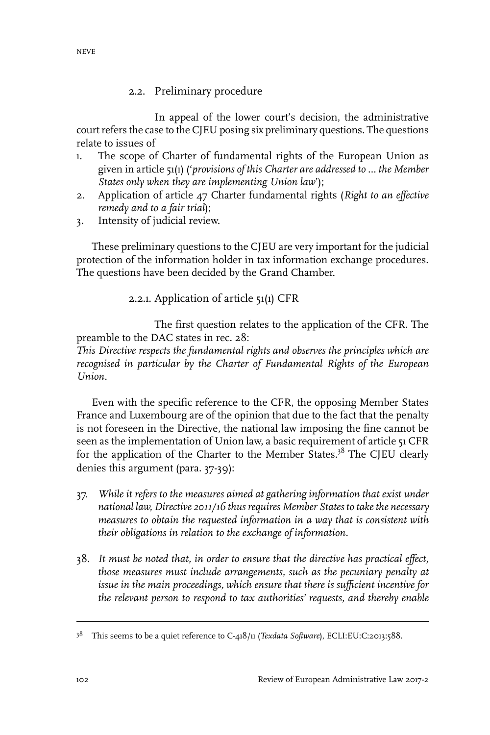### 2.2. Preliminary procedure

In appeal of the lower court's decision, the administrative court refers the case to the CJEU posing six preliminary questions. The questions relate to issues of

1. The scope of Charter of fundamental rights of the European Union as given in article 51(1) ('*provisions of this Charter are addressed to ... the Member States only when they are implementing Union law*');
2. Application of article 47 Charter fundamental rights (*Right to an effective remedy and to a fair trial*);
3. Intensity of judicial review.

These preliminary questions to the CJEU are very important for the judicial protection of the information holder in tax information exchange procedures. The questions have been decided by the Grand Chamber.

#### 2.2.1. Application of article 51(1) CFR

The first question relates to the application of the CFR. The preamble to the DAC states in rec. 28:
*This Directive respects the fundamental rights and observes the principles which are recognised in particular by the Charter of Fundamental Rights of the European Union.*

Even with the specific reference to the CFR, the opposing Member States France and Luxembourg are of the opinion that due to the fact that the penalty is not foreseen in the Directive, the national law imposing the fine cannot be seen as the implementation of Union law, a basic requirement of article 51 CFR for the application of the Charter to the Member States.[38] The CJEU clearly denies this argument (para. 37-39):

37. *While it refers to the measures aimed at gathering information that exist under national law, Directive 2011/16 thus requires Member States to take the necessary measures to obtain the requested information in a way that is consistent with their obligations in relation to the exchange of information.*

38. *It must be noted that, in order to ensure that the directive has practical effect, those measures must include arrangements, such as the pecuniary penalty at issue in the main proceedings, which ensure that there is sufficient incentive for the relevant person to respond to tax authorities' requests, and thereby enable*

---

[38] This seems to be a quiet reference to C-418/11 (*Texdata Software*), ECLI:EU:C:2013:588.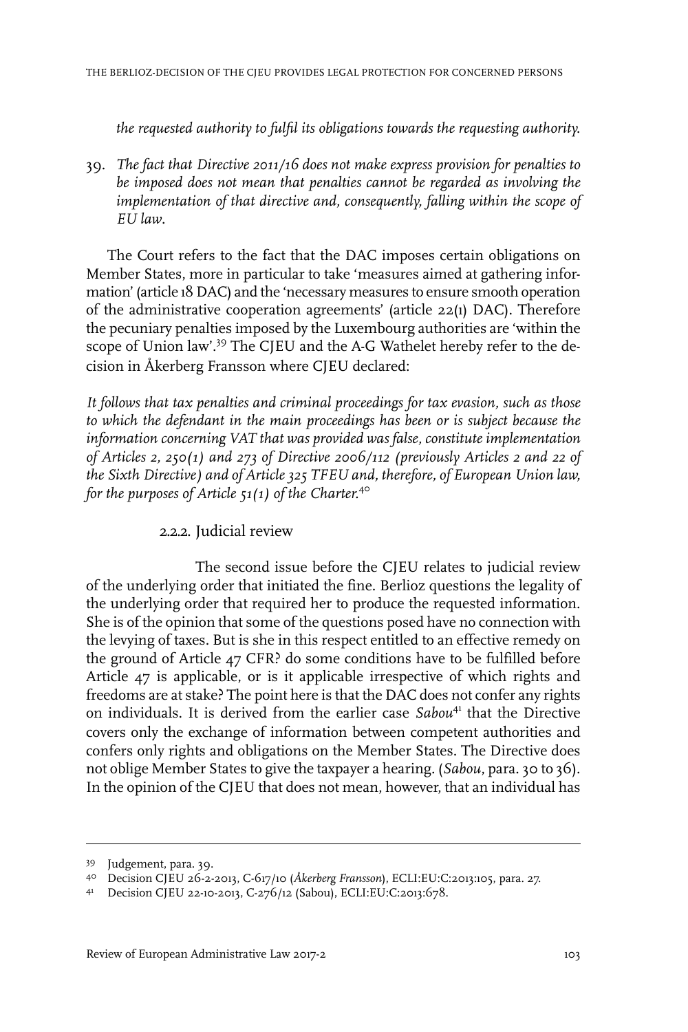*the requested authority to fulfil its obligations towards the requesting authority.*

39. *The fact that Directive 2011/16 does not make express provision for penalties to be imposed does not mean that penalties cannot be regarded as involving the implementation of that directive and, consequently, falling within the scope of EU law.*

The Court refers to the fact that the DAC imposes certain obligations on Member States, more in particular to take 'measures aimed at gathering information' (article 18 DAC) and the 'necessary measures to ensure smooth operation of the administrative cooperation agreements' (article 22(1) DAC). Therefore the pecuniary penalties imposed by the Luxembourg authorities are 'within the scope of Union law'.[39] The CJEU and the A-G Wathelet hereby refer to the decision in Åkerberg Fransson where CJEU declared:

*It follows that tax penalties and criminal proceedings for tax evasion, such as those to which the defendant in the main proceedings has been or is subject because the information concerning VAT that was provided was false, constitute implementation of Articles 2, 250(1) and 273 of Directive 2006/112 (previously Articles 2 and 22 of the Sixth Directive) and of Article 325 TFEU and, therefore, of European Union law, for the purposes of Article 51(1) of the Charter.*[40]

### 2.2.2. Judicial review

The second issue before the CJEU relates to judicial review of the underlying order that initiated the fine. Berlioz questions the legality of the underlying order that required her to produce the requested information. She is of the opinion that some of the questions posed have no connection with the levying of taxes. But is she in this respect entitled to an effective remedy on the ground of Article 47 CFR? do some conditions have to be fulfilled before Article 47 is applicable, or is it applicable irrespective of which rights and freedoms are at stake? The point here is that the DAC does not confer any rights on individuals. It is derived from the earlier case *Sabou*[41] that the Directive covers only the exchange of information between competent authorities and confers only rights and obligations on the Member States. The Directive does not oblige Member States to give the taxpayer a hearing. (*Sabou*, para. 30 to 36). In the opinion of the CJEU that does not mean, however, that an individual has

---

[39] Judgement, para. 39.

[40] Decision CJEU 26-2-2013, C-617/10 (*Åkerberg Fransson*), ECLI:EU:C:2013:105, para. 27.

[41] Decision CJEU 22-10-2013, C-276/12 (Sabou), ECLI:EU:C:2013:678.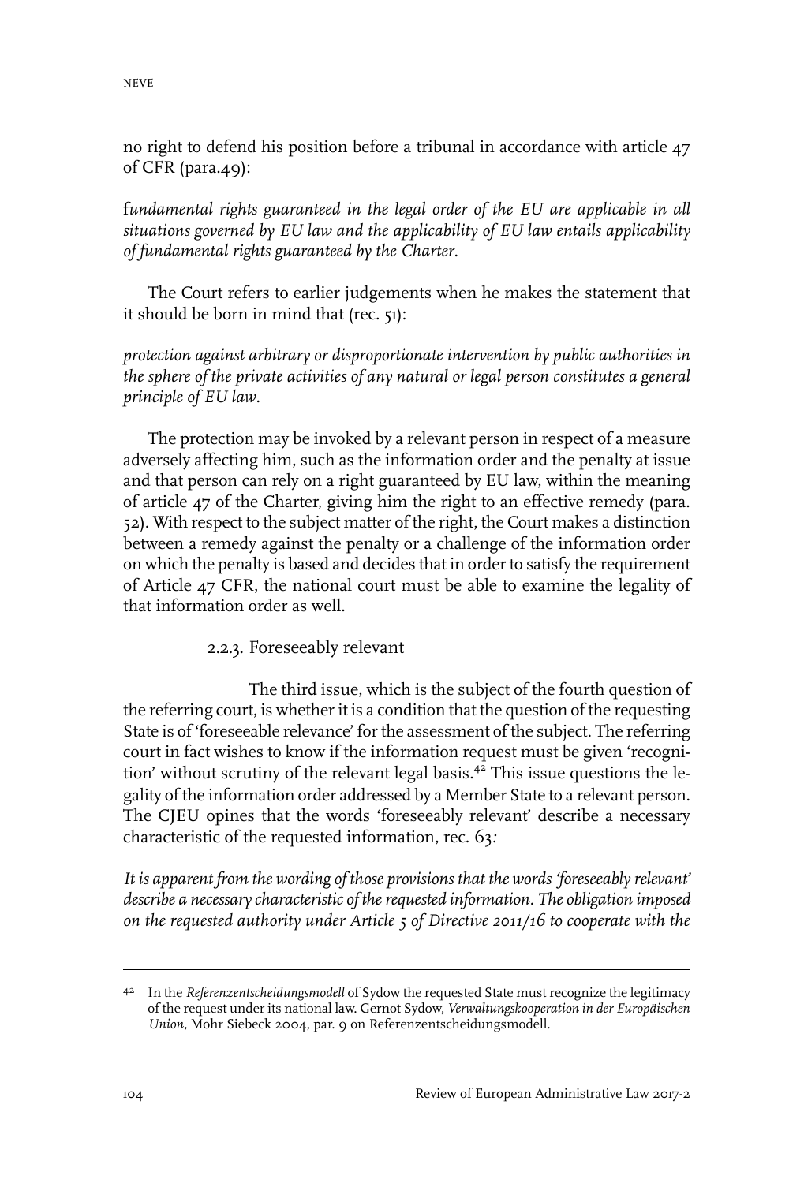no right to defend his position before a tribunal in accordance with article 47 of CFR (para.49):

*fundamental rights guaranteed in the legal order of the EU are applicable in all situations governed by EU law and the applicability of EU law entails applicability of fundamental rights guaranteed by the Charter.*

The Court refers to earlier judgements when he makes the statement that it should be born in mind that (rec. 51):

*protection against arbitrary or disproportionate intervention by public authorities in the sphere of the private activities of any natural or legal person constitutes a general principle of EU law.*

The protection may be invoked by a relevant person in respect of a measure adversely affecting him, such as the information order and the penalty at issue and that person can rely on a right guaranteed by EU law, within the meaning of article 47 of the Charter, giving him the right to an effective remedy (para. 52). With respect to the subject matter of the right, the Court makes a distinction between a remedy against the penalty or a challenge of the information order on which the penalty is based and decides that in order to satisfy the requirement of Article 47 CFR, the national court must be able to examine the legality of that information order as well.

### 2.2.3. Foreseeably relevant

The third issue, which is the subject of the fourth question of the referring court, is whether it is a condition that the question of the requesting State is of 'foreseeable relevance' for the assessment of the subject. The referring court in fact wishes to know if the information request must be given 'recognition' without scrutiny of the relevant legal basis.[42] This issue questions the legality of the information order addressed by a Member State to a relevant person. The CJEU opines that the words 'foreseeably relevant' describe a necessary characteristic of the requested information, rec. 63:

*It is apparent from the wording of those provisions that the words 'foreseeably relevant' describe a necessary characteristic of the requested information. The obligation imposed on the requested authority under Article 5 of Directive 2011/16 to cooperate with the*

---

[42] In the *Referenzentscheidungsmodell* of Sydow the requested State must recognize the legitimacy of the request under its national law. Gernot Sydow, *Verwaltungskooperation in der Europäischen Union*, Mohr Siebeck 2004, par. 9 on Referenzentscheidungsmodell.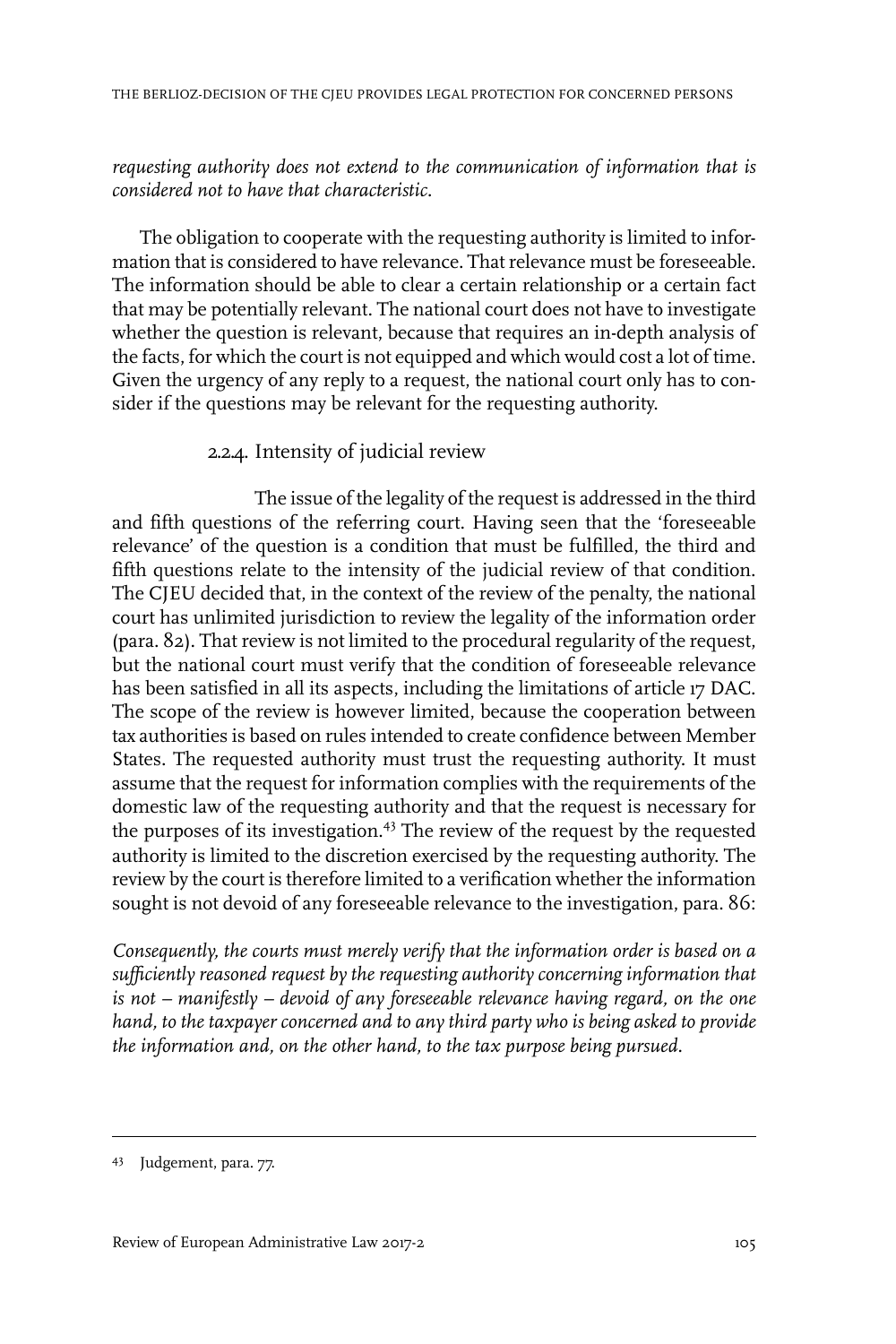*requesting authority does not extend to the communication of information that is considered not to have that characteristic.*

The obligation to cooperate with the requesting authority is limited to information that is considered to have relevance. That relevance must be foreseeable. The information should be able to clear a certain relationship or a certain fact that may be potentially relevant. The national court does not have to investigate whether the question is relevant, because that requires an in-depth analysis of the facts, for which the court is not equipped and which would cost a lot of time. Given the urgency of any reply to a request, the national court only has to consider if the questions may be relevant for the requesting authority.

### 2.2.4. Intensity of judicial review

The issue of the legality of the request is addressed in the third and fifth questions of the referring court. Having seen that the 'foreseeable relevance' of the question is a condition that must be fulfilled, the third and fifth questions relate to the intensity of the judicial review of that condition. The CJEU decided that, in the context of the review of the penalty, the national court has unlimited jurisdiction to review the legality of the information order (para. 82). That review is not limited to the procedural regularity of the request, but the national court must verify that the condition of foreseeable relevance has been satisfied in all its aspects, including the limitations of article 17 DAC. The scope of the review is however limited, because the cooperation between tax authorities is based on rules intended to create confidence between Member States. The requested authority must trust the requesting authority. It must assume that the request for information complies with the requirements of the domestic law of the requesting authority and that the request is necessary for the purposes of its investigation.[43] The review of the request by the requested authority is limited to the discretion exercised by the requesting authority. The review by the court is therefore limited to a verification whether the information sought is not devoid of any foreseeable relevance to the investigation, para. 86:

*Consequently, the courts must merely verify that the information order is based on a sufficiently reasoned request by the requesting authority concerning information that is not – manifestly – devoid of any foreseeable relevance having regard, on the one hand, to the taxpayer concerned and to any third party who is being asked to provide the information and, on the other hand, to the tax purpose being pursued.*

---

43 Judgement, para. 77.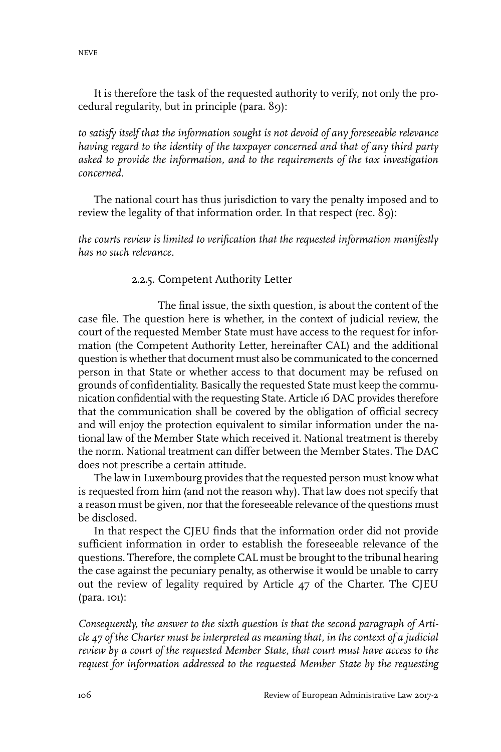It is therefore the task of the requested authority to verify, not only the procedural regularity, but in principle (para. 89):

*to satisfy itself that the information sought is not devoid of any foreseeable relevance having regard to the identity of the taxpayer concerned and that of any third party asked to provide the information, and to the requirements of the tax investigation concerned.*

The national court has thus jurisdiction to vary the penalty imposed and to review the legality of that information order. In that respect (rec. 89):

*the courts review is limited to verification that the requested information manifestly has no such relevance.*

### 2.2.5. Competent Authority Letter

The final issue, the sixth question, is about the content of the case file. The question here is whether, in the context of judicial review, the court of the requested Member State must have access to the request for information (the Competent Authority Letter, hereinafter CAL) and the additional question is whether that document must also be communicated to the concerned person in that State or whether access to that document may be refused on grounds of confidentiality. Basically the requested State must keep the communication confidential with the requesting State. Article 16 DAC provides therefore that the communication shall be covered by the obligation of official secrecy and will enjoy the protection equivalent to similar information under the national law of the Member State which received it. National treatment is thereby the norm. National treatment can differ between the Member States. The DAC does not prescribe a certain attitude.

The law in Luxembourg provides that the requested person must know what is requested from him (and not the reason why). That law does not specify that a reason must be given, nor that the foreseeable relevance of the questions must be disclosed.

In that respect the CJEU finds that the information order did not provide sufficient information in order to establish the foreseeable relevance of the questions. Therefore, the complete CAL must be brought to the tribunal hearing the case against the pecuniary penalty, as otherwise it would be unable to carry out the review of legality required by Article 47 of the Charter. The CJEU (para. 101):

*Consequently, the answer to the sixth question is that the second paragraph of Article 47 of the Charter must be interpreted as meaning that, in the context of a judicial review by a court of the requested Member State, that court must have access to the request for information addressed to the requested Member State by the requesting*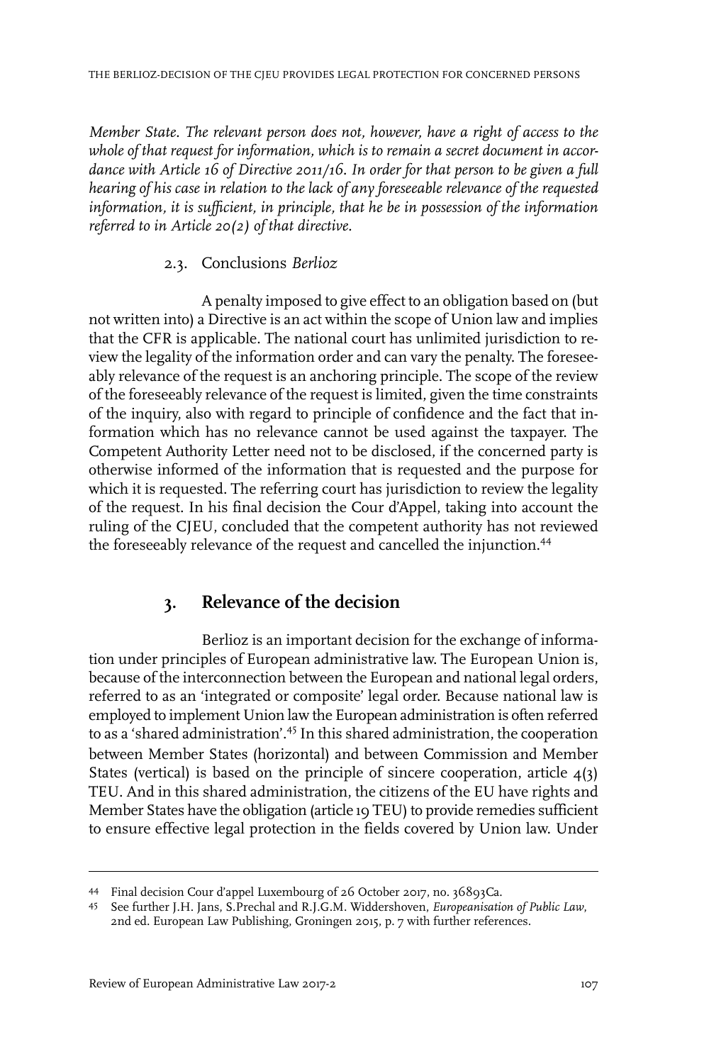*Member State. The relevant person does not, however, have a right of access to the whole of that request for information, which is to remain a secret document in accordance with Article 16 of Directive 2011/16. In order for that person to be given a full hearing of his case in relation to the lack of any foreseeable relevance of the requested information, it is sufficient, in principle, that he be in possession of the information referred to in Article 20(2) of that directive.*

### 2.3. Conclusions *Berlioz*

A penalty imposed to give effect to an obligation based on (but not written into) a Directive is an act within the scope of Union law and implies that the CFR is applicable. The national court has unlimited jurisdiction to review the legality of the information order and can vary the penalty. The foreseeably relevance of the request is an anchoring principle. The scope of the review of the foreseeably relevance of the request is limited, given the time constraints of the inquiry, also with regard to principle of confidence and the fact that information which has no relevance cannot be used against the taxpayer. The Competent Authority Letter need not to be disclosed, if the concerned party is otherwise informed of the information that is requested and the purpose for which it is requested. The referring court has jurisdiction to review the legality of the request. In his final decision the Cour d'Appel, taking into account the ruling of the CJEU, concluded that the competent authority has not reviewed the foreseeably relevance of the request and cancelled the injunction.[44]

## 3. Relevance of the decision

Berlioz is an important decision for the exchange of information under principles of European administrative law. The European Union is, because of the interconnection between the European and national legal orders, referred to as an 'integrated or composite' legal order. Because national law is employed to implement Union law the European administration is often referred to as a 'shared administration'.[45] In this shared administration, the cooperation between Member States (horizontal) and between Commission and Member States (vertical) is based on the principle of sincere cooperation, article 4(3) TEU. And in this shared administration, the citizens of the EU have rights and Member States have the obligation (article 19 TEU) to provide remedies sufficient to ensure effective legal protection in the fields covered by Union law. Under

---

44 Final decision Cour d'appel Luxembourg of 26 October 2017, no. 36893Ca.

45 See further J.H. Jans, S.Prechal and R.J.G.M. Widdershoven, *Europeanisation of Public Law*, 2nd ed. European Law Publishing, Groningen 2015, p. 7 with further references.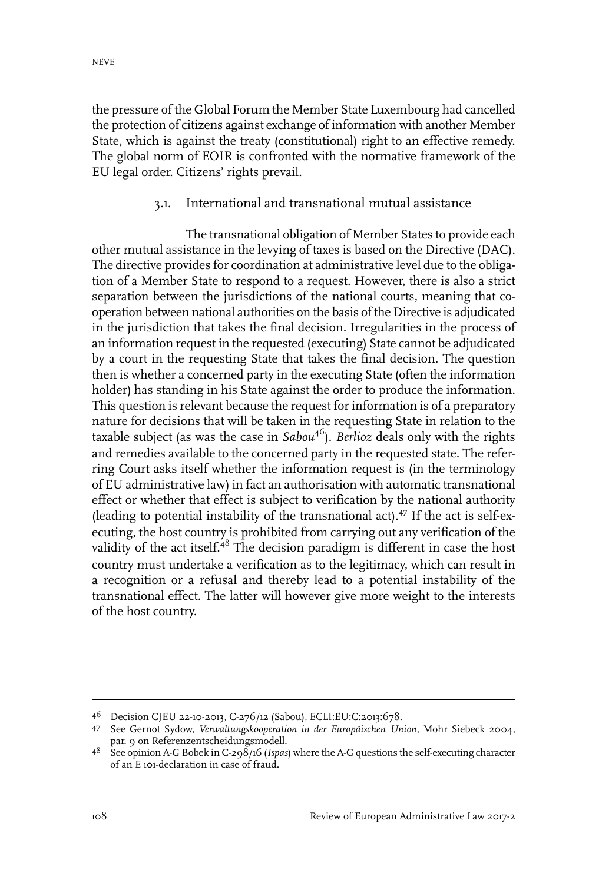the pressure of the Global Forum the Member State Luxembourg had cancelled the protection of citizens against exchange of information with another Member State, which is against the treaty (constitutional) right to an effective remedy. The global norm of EOIR is confronted with the normative framework of the EU legal order. Citizens' rights prevail.

### 3.1. International and transnational mutual assistance

The transnational obligation of Member States to provide each other mutual assistance in the levying of taxes is based on the Directive (DAC). The directive provides for coordination at administrative level due to the obligation of a Member State to respond to a request. However, there is also a strict separation between the jurisdictions of the national courts, meaning that cooperation between national authorities on the basis of the Directive is adjudicated in the jurisdiction that takes the final decision. Irregularities in the process of an information request in the requested (executing) State cannot be adjudicated by a court in the requesting State that takes the final decision. The question then is whether a concerned party in the executing State (often the information holder) has standing in his State against the order to produce the information. This question is relevant because the request for information is of a preparatory nature for decisions that will be taken in the requesting State in relation to the taxable subject (as was the case in *Sabou*[46]). *Berlioz* deals only with the rights and remedies available to the concerned party in the requested state. The referring Court asks itself whether the information request is (in the terminology of EU administrative law) in fact an authorisation with automatic transnational effect or whether that effect is subject to verification by the national authority (leading to potential instability of the transnational act).[47] If the act is self-executing, the host country is prohibited from carrying out any verification of the validity of the act itself.[48] The decision paradigm is different in case the host country must undertake a verification as to the legitimacy, which can result in a recognition or a refusal and thereby lead to a potential instability of the transnational effect. The latter will however give more weight to the interests of the host country.

---

46 Decision CJEU 22-10-2013, C-276/12 (Sabou), ECLI:EU:C:2013:678.

47 See Gernot Sydow, *Verwaltungskooperation in der Europäischen Union*, Mohr Siebeck 2004, par. 9 on Referenzentscheidungsmodell.

48 See opinion A-G Bobek in C-298/16 (*Ispas*) where the A-G questions the self-executing character of an E 101-declaration in case of fraud.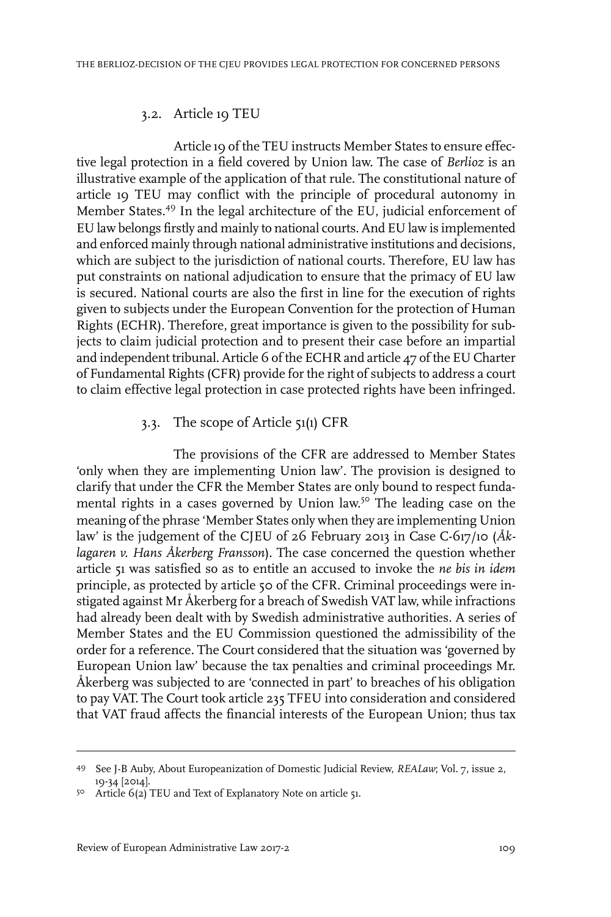### 3.2. Article 19 TEU

Article 19 of the TEU instructs Member States to ensure effective legal protection in a field covered by Union law. The case of *Berlioz* is an illustrative example of the application of that rule. The constitutional nature of article 19 TEU may conflict with the principle of procedural autonomy in Member States.[49] In the legal architecture of the EU, judicial enforcement of EU law belongs firstly and mainly to national courts. And EU law is implemented and enforced mainly through national administrative institutions and decisions, which are subject to the jurisdiction of national courts. Therefore, EU law has put constraints on national adjudication to ensure that the primacy of EU law is secured. National courts are also the first in line for the execution of rights given to subjects under the European Convention for the protection of Human Rights (ECHR). Therefore, great importance is given to the possibility for subjects to claim judicial protection and to present their case before an impartial and independent tribunal. Article 6 of the ECHR and article 47 of the EU Charter of Fundamental Rights (CFR) provide for the right of subjects to address a court to claim effective legal protection in case protected rights have been infringed.

### 3.3. The scope of Article 51(1) CFR

The provisions of the CFR are addressed to Member States 'only when they are implementing Union law'. The provision is designed to clarify that under the CFR the Member States are only bound to respect fundamental rights in a cases governed by Union law.[50] The leading case on the meaning of the phrase 'Member States only when they are implementing Union law' is the judgement of the CJEU of 26 February 2013 in Case C-617/10 (*Åklagaren v. Hans Åkerberg Fransson*). The case concerned the question whether article 51 was satisfied so as to entitle an accused to invoke the *ne bis in idem* principle, as protected by article 50 of the CFR. Criminal proceedings were instigated against Mr Åkerberg for a breach of Swedish VAT law, while infractions had already been dealt with by Swedish administrative authorities. A series of Member States and the EU Commission questioned the admissibility of the order for a reference. The Court considered that the situation was 'governed by European Union law' because the tax penalties and criminal proceedings Mr. Åkerberg was subjected to are 'connected in part' to breaches of his obligation to pay VAT. The Court took article 235 TFEU into consideration and considered that VAT fraud affects the financial interests of the European Union; thus tax

---

[49] See J-B Auby, About Europeanization of Domestic Judicial Review, *REALaw*; Vol. 7, issue 2, 19-34 [2014].

[50] Article 6(2) TEU and Text of Explanatory Note on article 51.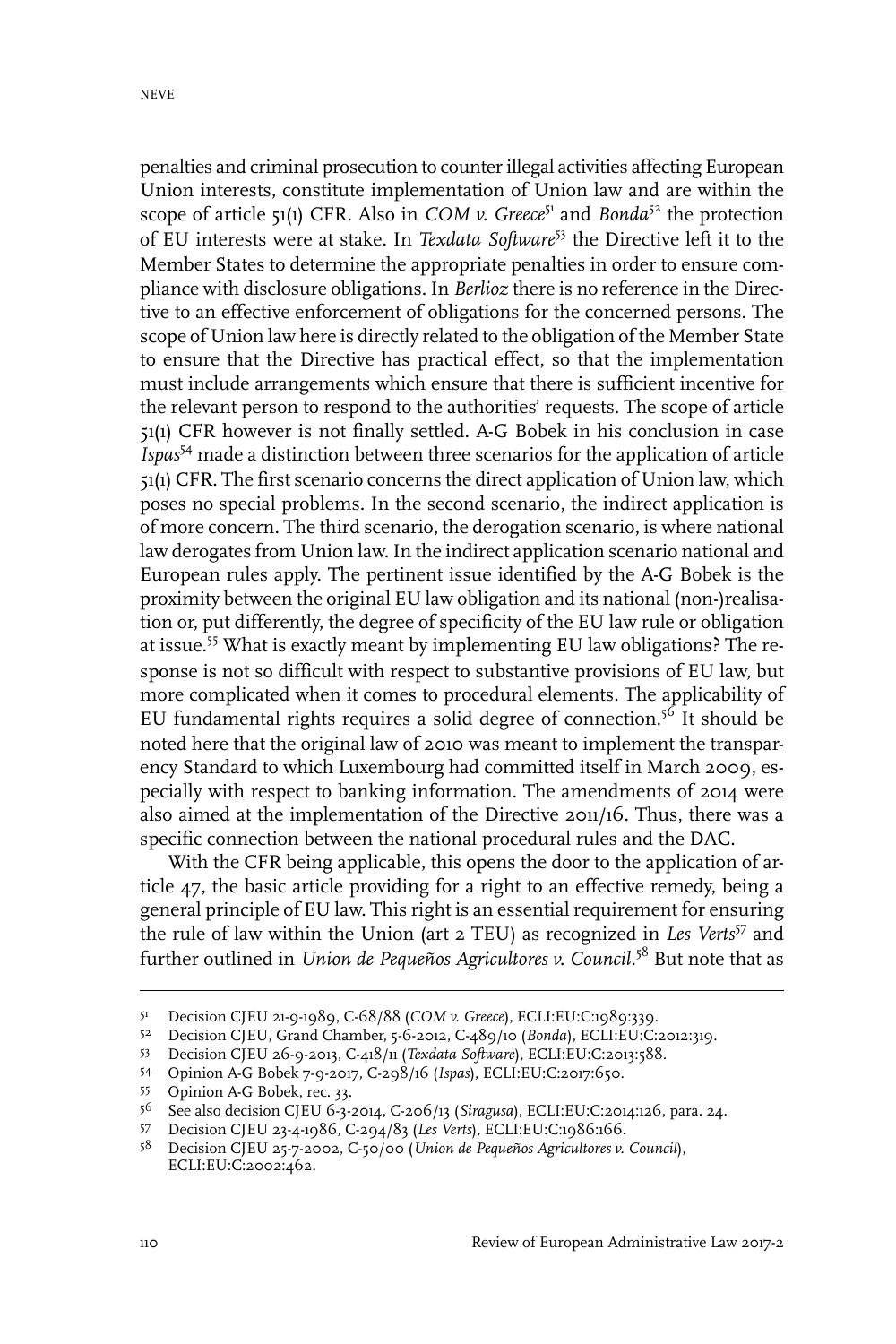penalties and criminal prosecution to counter illegal activities affecting European Union interests, constitute implementation of Union law and are within the scope of article 51(1) CFR. Also in *COM v. Greece*[51] and *Bonda*[52] the protection of EU interests were at stake. In *Texdata Software*[53] the Directive left it to the Member States to determine the appropriate penalties in order to ensure compliance with disclosure obligations. In *Berlioz* there is no reference in the Directive to an effective enforcement of obligations for the concerned persons. The scope of Union law here is directly related to the obligation of the Member State to ensure that the Directive has practical effect, so that the implementation must include arrangements which ensure that there is sufficient incentive for the relevant person to respond to the authorities' requests. The scope of article 51(1) CFR however is not finally settled. A-G Bobek in his conclusion in case *Ispas*[54] made a distinction between three scenarios for the application of article 51(1) CFR. The first scenario concerns the direct application of Union law, which poses no special problems. In the second scenario, the indirect application is of more concern. The third scenario, the derogation scenario, is where national law derogates from Union law. In the indirect application scenario national and European rules apply. The pertinent issue identified by the A-G Bobek is the proximity between the original EU law obligation and its national (non-)realisation or, put differently, the degree of specificity of the EU law rule or obligation at issue.[55] What is exactly meant by implementing EU law obligations? The response is not so difficult with respect to substantive provisions of EU law, but more complicated when it comes to procedural elements. The applicability of EU fundamental rights requires a solid degree of connection.[56] It should be noted here that the original law of 2010 was meant to implement the transparency Standard to which Luxembourg had committed itself in March 2009, especially with respect to banking information. The amendments of 2014 were also aimed at the implementation of the Directive 2011/16. Thus, there was a specific connection between the national procedural rules and the DAC.

With the CFR being applicable, this opens the door to the application of article 47, the basic article providing for a right to an effective remedy, being a general principle of EU law. This right is an essential requirement for ensuring the rule of law within the Union (art 2 TEU) as recognized in *Les Verts*[57] and further outlined in *Union de Pequeños Agricultores v. Council*.[58] But note that as

---

51 Decision CJEU 21-9-1989, C-68/88 (*COM v. Greece*), ECLI:EU:C:1989:339.

52 Decision CJEU, Grand Chamber, 5-6-2012, C-489/10 (*Bonda*), ECLI:EU:C:2012:319.

53 Decision CJEU 26-9-2013, C-418/11 (*Texdata Software*), ECLI:EU:C:2013:588.

54 Opinion A-G Bobek 7-9-2017, C-298/16 (*Ispas*), ECLI:EU:C:2017:650.

55 Opinion A-G Bobek, rec. 33.

56 See also decision CJEU 6-3-2014, C-206/13 (*Siragusa*), ECLI:EU:C:2014:126, para. 24.

57 Decision CJEU 23-4-1986, C-294/83 (*Les Verts*), ECLI:EU:C:1986:166.

58 Decision CJEU 25-7-2002, C-50/00 (*Union de Pequeños Agricultores v. Council*), ECLI:EU:C:2002:462.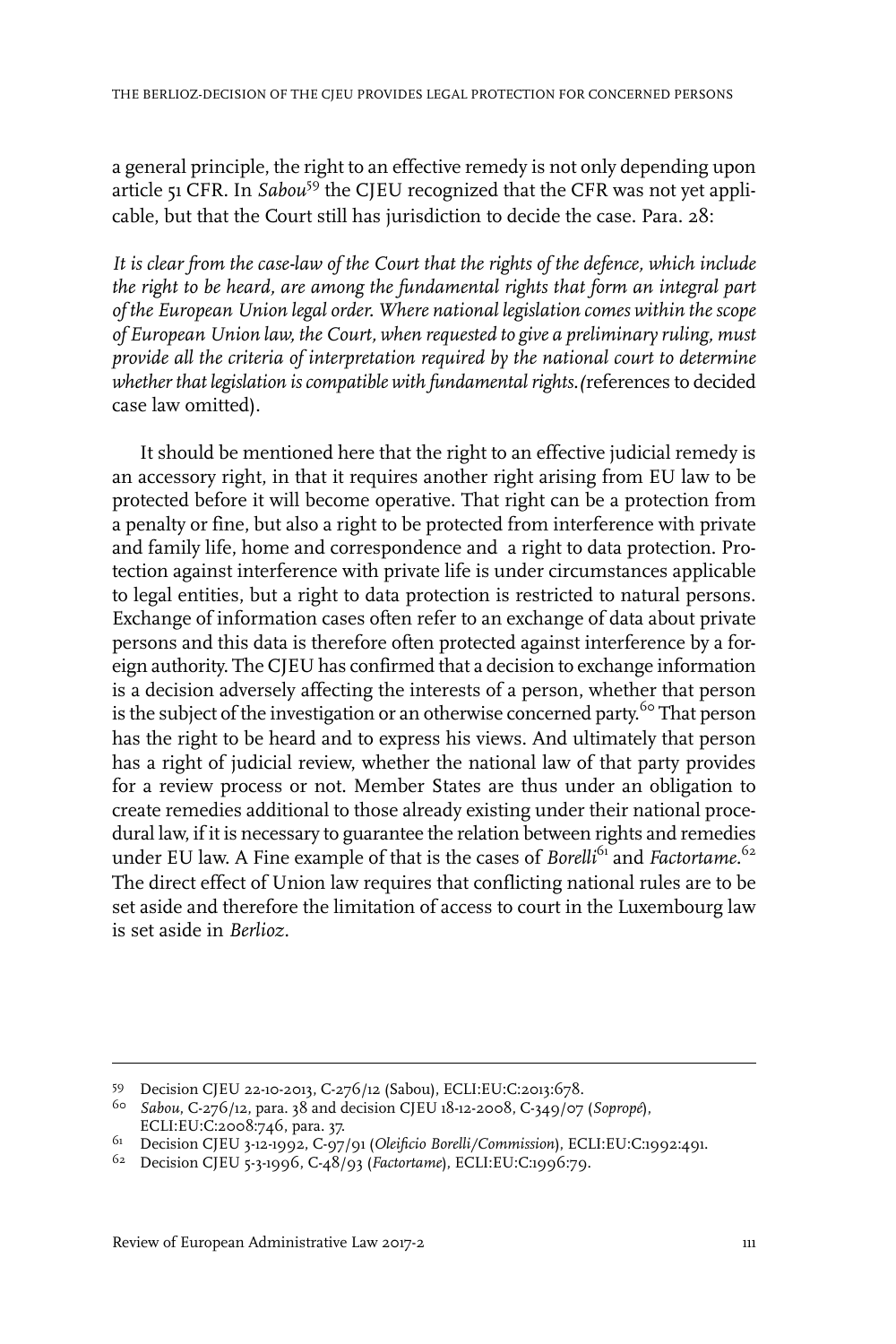a general principle, the right to an effective remedy is not only depending upon article 51 CFR. In *Sabou*[59] the CJEU recognized that the CFR was not yet applicable, but that the Court still has jurisdiction to decide the case. Para. 28:

*It is clear from the case-law of the Court that the rights of the defence, which include the right to be heard, are among the fundamental rights that form an integral part of the European Union legal order. Where national legislation comes within the scope of European Union law, the Court, when requested to give a preliminary ruling, must provide all the criteria of interpretation required by the national court to determine whether that legislation is compatible with fundamental rights.(*references to decided case law omitted).

It should be mentioned here that the right to an effective judicial remedy is an accessory right, in that it requires another right arising from EU law to be protected before it will become operative. That right can be a protection from a penalty or fine, but also a right to be protected from interference with private and family life, home and correspondence and a right to data protection. Protection against interference with private life is under circumstances applicable to legal entities, but a right to data protection is restricted to natural persons. Exchange of information cases often refer to an exchange of data about private persons and this data is therefore often protected against interference by a foreign authority. The CJEU has confirmed that a decision to exchange information is a decision adversely affecting the interests of a person, whether that person is the subject of the investigation or an otherwise concerned party.[60] That person has the right to be heard and to express his views. And ultimately that person has a right of judicial review, whether the national law of that party provides for a review process or not. Member States are thus under an obligation to create remedies additional to those already existing under their national procedural law, if it is necessary to guarantee the relation between rights and remedies under EU law. A Fine example of that is the cases of *Borelli*[61] and *Factortame*.[62] The direct effect of Union law requires that conflicting national rules are to be set aside and therefore the limitation of access to court in the Luxembourg law is set aside in *Berlioz*.

---

[59] Decision CJEU 22-10-2013, C-276/12 (Sabou), ECLI:EU:C:2013:678.

[60] *Sabou*, C-276/12, para. 38 and decision CJEU 18-12-2008, C-349/07 (*Sopropé*), ECLI:EU:C:2008:746, para. 37.

[61] Decision CJEU 3-12-1992, C-97/91 (*Oleificio Borelli/Commission*), ECLI:EU:C:1992:491.

[62] Decision CJEU 5-3-1996, C-48/93 (*Factortame*), ECLI:EU:C:1996:79.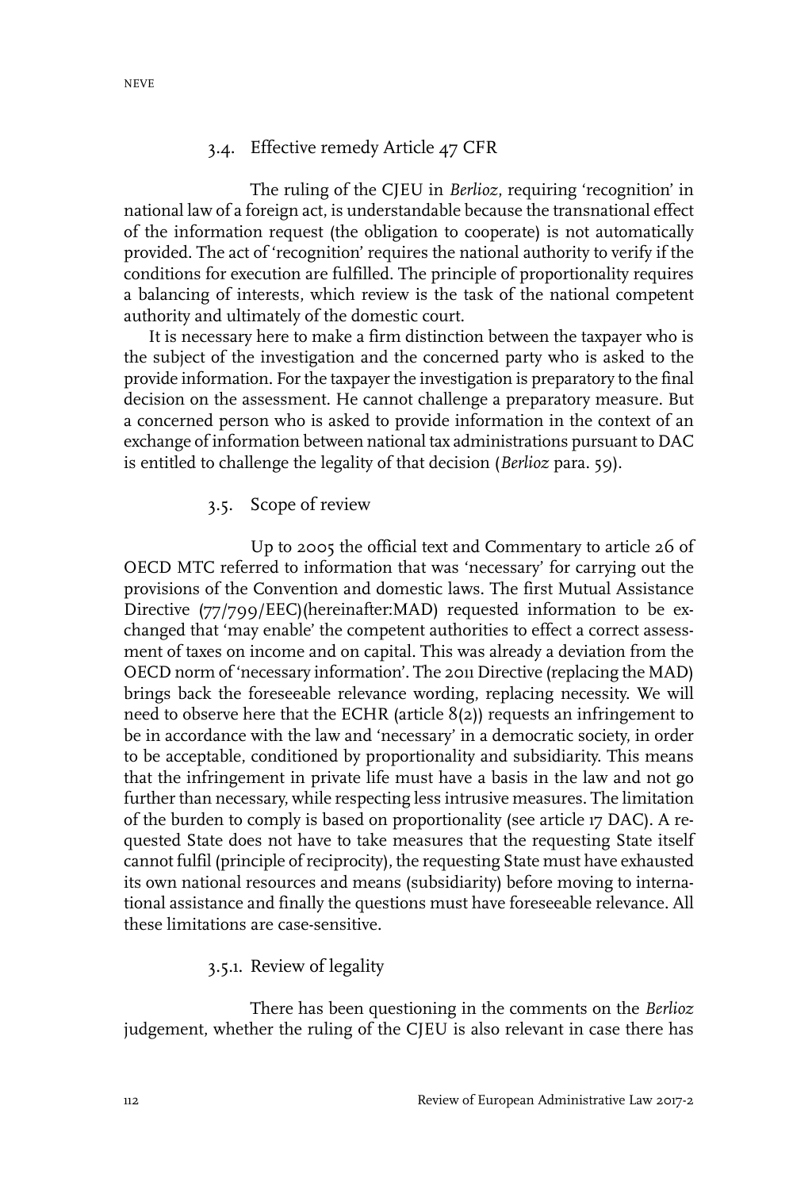### 3.4. Effective remedy Article 47 CFR

The ruling of the CJEU in *Berlioz*, requiring 'recognition' in national law of a foreign act, is understandable because the transnational effect of the information request (the obligation to cooperate) is not automatically provided. The act of 'recognition' requires the national authority to verify if the conditions for execution are fulfilled. The principle of proportionality requires a balancing of interests, which review is the task of the national competent authority and ultimately of the domestic court.

It is necessary here to make a firm distinction between the taxpayer who is the subject of the investigation and the concerned party who is asked to the provide information. For the taxpayer the investigation is preparatory to the final decision on the assessment. He cannot challenge a preparatory measure. But a concerned person who is asked to provide information in the context of an exchange of information between national tax administrations pursuant to DAC is entitled to challenge the legality of that decision (*Berlioz* para. 59).

### 3.5. Scope of review

Up to 2005 the official text and Commentary to article 26 of OECD MTC referred to information that was 'necessary' for carrying out the provisions of the Convention and domestic laws. The first Mutual Assistance Directive (77/799/EEC)(hereinafter:MAD) requested information to be exchanged that 'may enable' the competent authorities to effect a correct assessment of taxes on income and on capital. This was already a deviation from the OECD norm of 'necessary information'. The 2011 Directive (replacing the MAD) brings back the foreseeable relevance wording, replacing necessity. We will need to observe here that the ECHR (article 8(2)) requests an infringement to be in accordance with the law and 'necessary' in a democratic society, in order to be acceptable, conditioned by proportionality and subsidiarity. This means that the infringement in private life must have a basis in the law and not go further than necessary, while respecting less intrusive measures. The limitation of the burden to comply is based on proportionality (see article 17 DAC). A requested State does not have to take measures that the requesting State itself cannot fulfil (principle of reciprocity), the requesting State must have exhausted its own national resources and means (subsidiarity) before moving to international assistance and finally the questions must have foreseeable relevance. All these limitations are case-sensitive.

#### 3.5.1. Review of legality

There has been questioning in the comments on the *Berlioz* judgement, whether the ruling of the CJEU is also relevant in case there has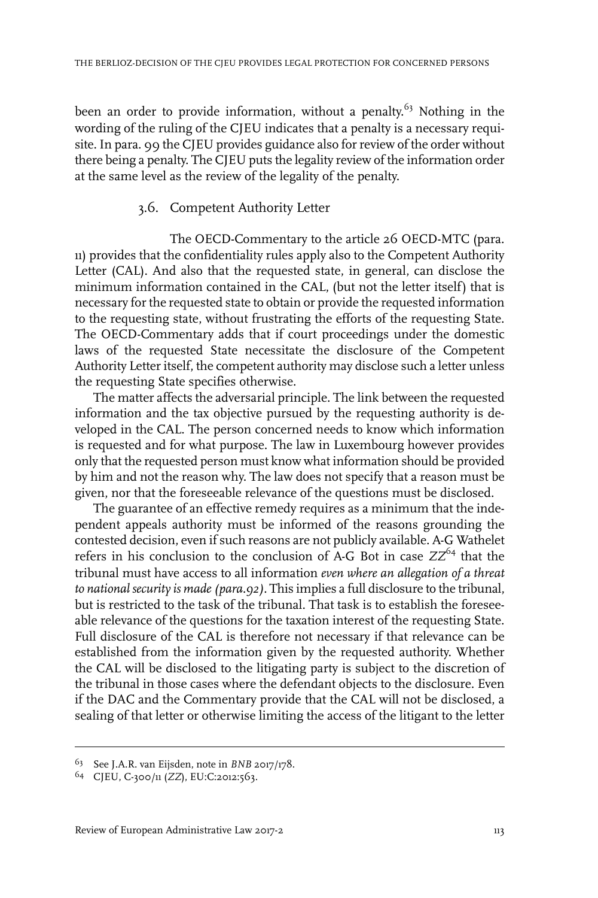been an order to provide information, without a penalty.[63] Nothing in the wording of the ruling of the CJEU indicates that a penalty is a necessary requisite. In para. 99 the CJEU provides guidance also for review of the order without there being a penalty. The CJEU puts the legality review of the information order at the same level as the review of the legality of the penalty.

### 3.6. Competent Authority Letter

The OECD-Commentary to the article 26 OECD-MTC (para. 11) provides that the confidentiality rules apply also to the Competent Authority Letter (CAL). And also that the requested state, in general, can disclose the minimum information contained in the CAL, (but not the letter itself) that is necessary for the requested state to obtain or provide the requested information to the requesting state, without frustrating the efforts of the requesting State. The OECD-Commentary adds that if court proceedings under the domestic laws of the requested State necessitate the disclosure of the Competent Authority Letter itself, the competent authority may disclose such a letter unless the requesting State specifies otherwise.

The matter affects the adversarial principle. The link between the requested information and the tax objective pursued by the requesting authority is developed in the CAL. The person concerned needs to know which information is requested and for what purpose. The law in Luxembourg however provides only that the requested person must know what information should be provided by him and not the reason why. The law does not specify that a reason must be given, nor that the foreseeable relevance of the questions must be disclosed.

The guarantee of an effective remedy requires as a minimum that the independent appeals authority must be informed of the reasons grounding the contested decision, even if such reasons are not publicly available. A-G Wathelet refers in his conclusion to the conclusion of A-G Bot in case *ZZ*[64] that the tribunal must have access to all information *even where an allegation of a threat to national security is made (para.92)*. This implies a full disclosure to the tribunal, but is restricted to the task of the tribunal. That task is to establish the foreseeable relevance of the questions for the taxation interest of the requesting State. Full disclosure of the CAL is therefore not necessary if that relevance can be established from the information given by the requested authority. Whether the CAL will be disclosed to the litigating party is subject to the discretion of the tribunal in those cases where the defendant objects to the disclosure. Even if the DAC and the Commentary provide that the CAL will not be disclosed, a sealing of that letter or otherwise limiting the access of the litigant to the letter

---

[63] See J.A.R. van Eijsden, note in *BNB* 2017/178.

[64] CJEU, C-300/11 (*ZZ*), EU:C:2012:563.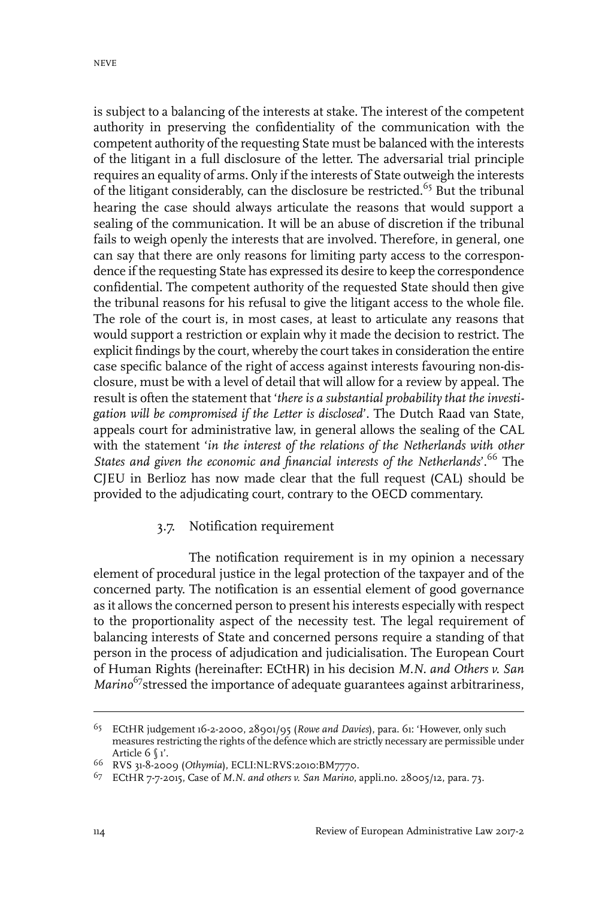is subject to a balancing of the interests at stake. The interest of the competent authority in preserving the confidentiality of the communication with the competent authority of the requesting State must be balanced with the interests of the litigant in a full disclosure of the letter. The adversarial trial principle requires an equality of arms. Only if the interests of State outweigh the interests of the litigant considerably, can the disclosure be restricted.[65] But the tribunal hearing the case should always articulate the reasons that would support a sealing of the communication. It will be an abuse of discretion if the tribunal fails to weigh openly the interests that are involved. Therefore, in general, one can say that there are only reasons for limiting party access to the correspondence if the requesting State has expressed its desire to keep the correspondence confidential. The competent authority of the requested State should then give the tribunal reasons for his refusal to give the litigant access to the whole file. The role of the court is, in most cases, at least to articulate any reasons that would support a restriction or explain why it made the decision to restrict. The explicit findings by the court, whereby the court takes in consideration the entire case specific balance of the right of access against interests favouring non-disclosure, must be with a level of detail that will allow for a review by appeal. The result is often the statement that '*there is a substantial probability that the investigation will be compromised if the Letter is disclosed*'. The Dutch Raad van State, appeals court for administrative law, in general allows the sealing of the CAL with the statement '*in the interest of the relations of the Netherlands with other States and given the economic and financial interests of the Netherlands*'.[66] The CJEU in Berlioz has now made clear that the full request (CAL) should be provided to the adjudicating court, contrary to the OECD commentary.

### 3.7. Notification requirement

The notification requirement is in my opinion a necessary element of procedural justice in the legal protection of the taxpayer and of the concerned party. The notification is an essential element of good governance as it allows the concerned person to present his interests especially with respect to the proportionality aspect of the necessity test. The legal requirement of balancing interests of State and concerned persons require a standing of that person in the process of adjudication and judicialisation. The European Court of Human Rights (hereinafter: ECtHR) in his decision *M.N. and Others v. San Marino*[67] stressed the importance of adequate guarantees against arbitrariness,

---

[65] ECtHR judgement 16-2-2000, 28901/95 (*Rowe and Davies*), para. 61: 'However, only such measures restricting the rights of the defence which are strictly necessary are permissible under Article 6 § 1'.

[66] RVS 31-8-2009 (*Othymia*), ECLI:NL:RVS:2010:BM7770.

[67] ECtHR 7-7-2015, Case of *M.N. and others v. San Marino*, appli.no. 28005/12, para. 73.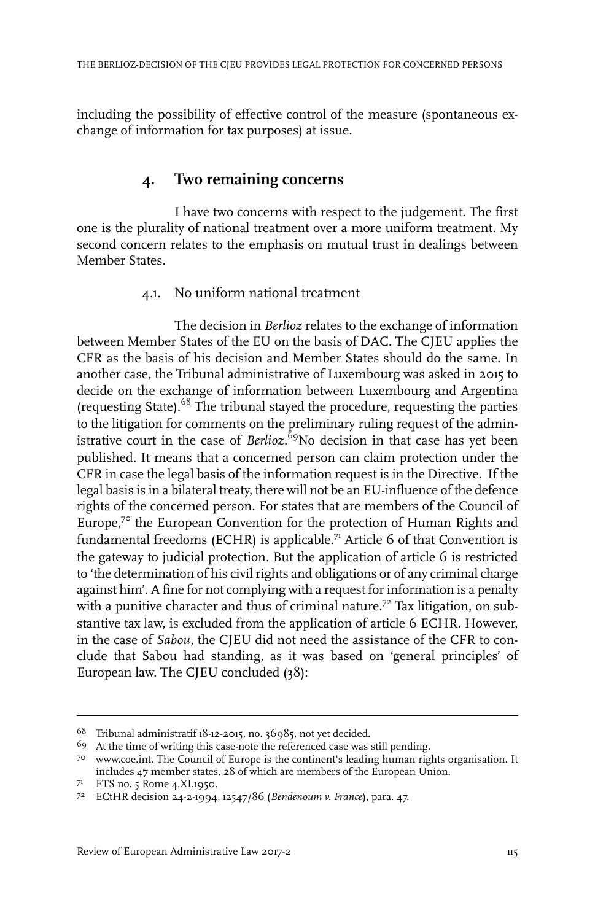including the possibility of effective control of the measure (spontaneous exchange of information for tax purposes) at issue.

## 4. Two remaining concerns

I have two concerns with respect to the judgement. The first one is the plurality of national treatment over a more uniform treatment. My second concern relates to the emphasis on mutual trust in dealings between Member States.

### 4.1. No uniform national treatment

The decision in *Berlioz* relates to the exchange of information between Member States of the EU on the basis of DAC. The CJEU applies the CFR as the basis of his decision and Member States should do the same. In another case, the Tribunal administrative of Luxembourg was asked in 2015 to decide on the exchange of information between Luxembourg and Argentina (requesting State).[68] The tribunal stayed the procedure, requesting the parties to the litigation for comments on the preliminary ruling request of the administrative court in the case of *Berlioz*.[69]No decision in that case has yet been published. It means that a concerned person can claim protection under the CFR in case the legal basis of the information request is in the Directive. If the legal basis is in a bilateral treaty, there will not be an EU-influence of the defence rights of the concerned person. For states that are members of the Council of Europe,[70] the European Convention for the protection of Human Rights and fundamental freedoms (ECHR) is applicable.[71] Article 6 of that Convention is the gateway to judicial protection. But the application of article 6 is restricted to 'the determination of his civil rights and obligations or of any criminal charge against him'. A fine for not complying with a request for information is a penalty with a punitive character and thus of criminal nature.[72] Tax litigation, on substantive tax law, is excluded from the application of article 6 ECHR. However, in the case of *Sabou*, the CJEU did not need the assistance of the CFR to conclude that Sabou had standing, as it was based on 'general principles' of European law. The CJEU concluded (38):

---

68 Tribunal administratif 18-12-2015, no. 36985, not yet decided.

69 At the time of writing this case-note the referenced case was still pending.

70 www.coe.int. The Council of Europe is the continent's leading human rights organisation. It includes 47 member states, 28 of which are members of the European Union.

71 ETS no. 5 Rome 4.XI.1950.

72 ECtHR decision 24-2-1994, 12547/86 (*Bendenoum v. France*), para. 47.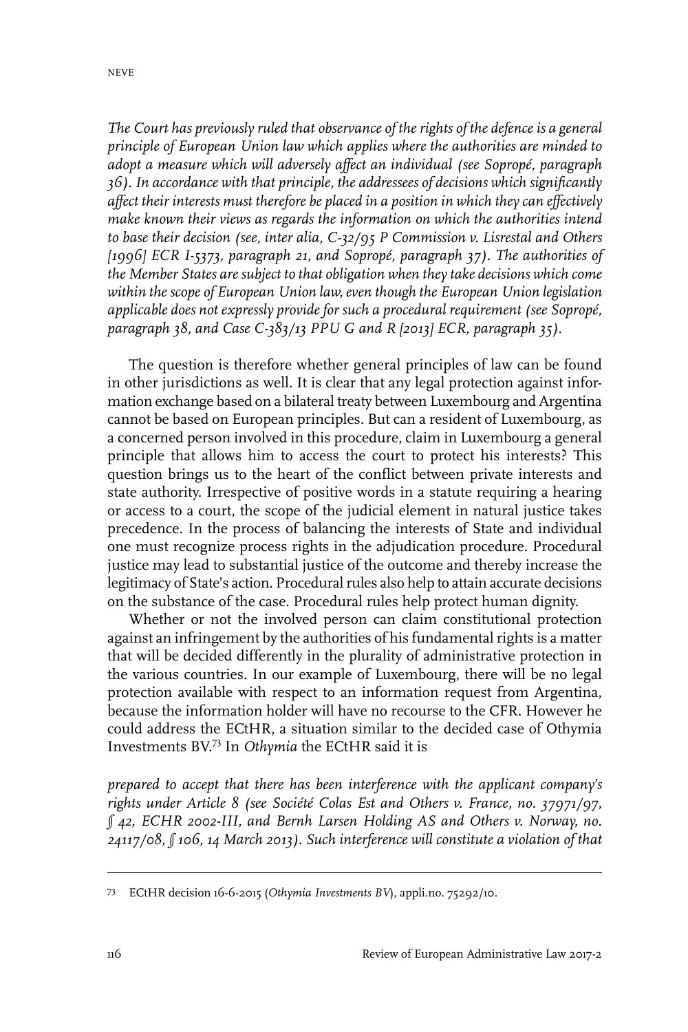*The Court has previously ruled that observance of the rights of the defence is a general principle of European Union law which applies where the authorities are minded to adopt a measure which will adversely affect an individual (see Sopropé, paragraph 36). In accordance with that principle, the addressees of decisions which significantly affect their interests must therefore be placed in a position in which they can effectively make known their views as regards the information on which the authorities intend to base their decision (see, inter alia, C-32/95 P Commission v. Lisrestal and Others [1996] ECR I-5373, paragraph 21, and Sopropé, paragraph 37). The authorities of the Member States are subject to that obligation when they take decisions which come within the scope of European Union law, even though the European Union legislation applicable does not expressly provide for such a procedural requirement (see Sopropé, paragraph 38, and Case C-383/13 PPU G and R [2013] ECR, paragraph 35).*

The question is therefore whether general principles of law can be found in other jurisdictions as well. It is clear that any legal protection against information exchange based on a bilateral treaty between Luxembourg and Argentina cannot be based on European principles. But can a resident of Luxembourg, as a concerned person involved in this procedure, claim in Luxembourg a general principle that allows him to access the court to protect his interests? This question brings us to the heart of the conflict between private interests and state authority. Irrespective of positive words in a statute requiring a hearing or access to a court, the scope of the judicial element in natural justice takes precedence. In the process of balancing the interests of State and individual one must recognize process rights in the adjudication procedure. Procedural justice may lead to substantial justice of the outcome and thereby increase the legitimacy of State's action. Procedural rules also help to attain accurate decisions on the substance of the case. Procedural rules help protect human dignity.

Whether or not the involved person can claim constitutional protection against an infringement by the authorities of his fundamental rights is a matter that will be decided differently in the plurality of administrative protection in the various countries. In our example of Luxembourg, there will be no legal protection available with respect to an information request from Argentina, because the information holder will have no recourse to the CFR. However he could address the ECtHR, a situation similar to the decided case of Othymia Investments BV.[73] In *Othymia* the ECtHR said it is

*prepared to accept that there has been interference with the applicant company's rights under Article 8 (see Société Colas Est and Others v. France, no. 37971/97, § 42, ECHR 2002-III, and Bernh Larsen Holding AS and Others v. Norway, no. 24117/08, § 106, 14 March 2013). Such interference will constitute a violation of that*

---

73 ECtHR decision 16-6-2015 (*Othymia Investments BV*), appli.no. 75292/10.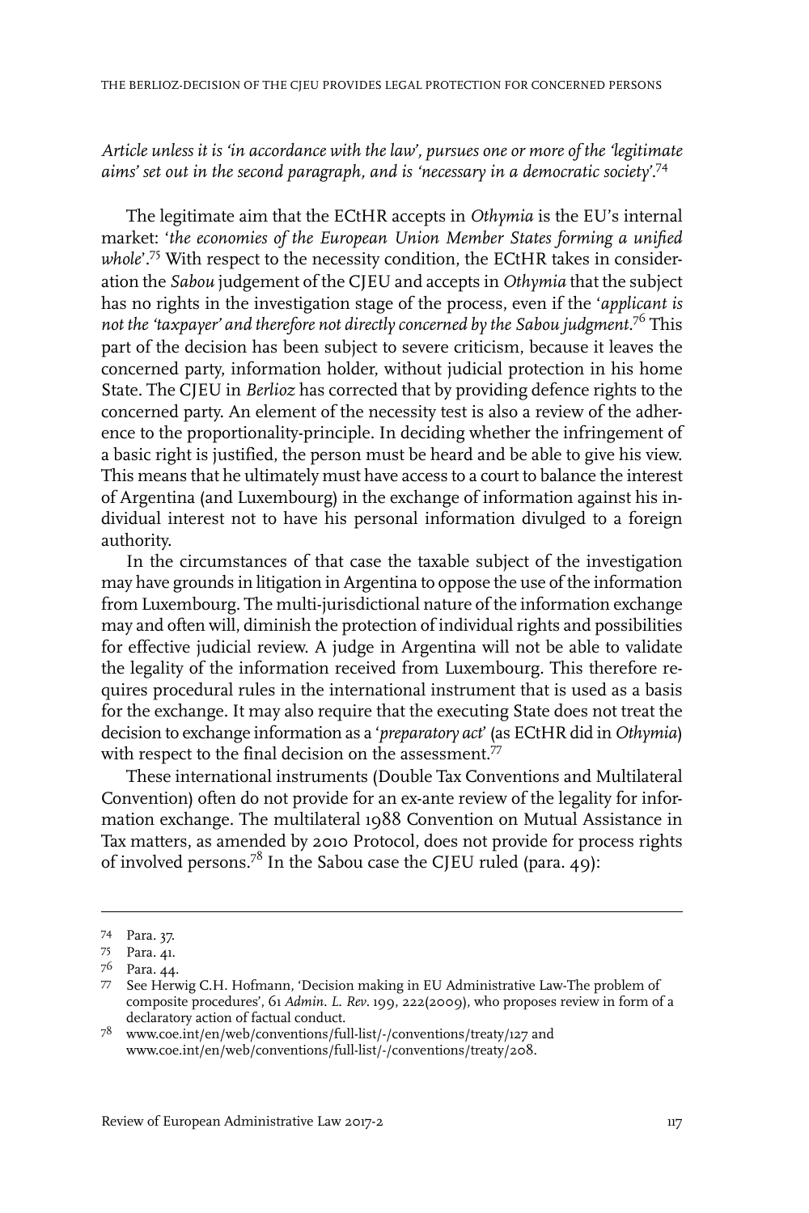*Article unless it is 'in accordance with the law', pursues one or more of the 'legitimate aims' set out in the second paragraph, and is 'necessary in a democratic society'.*[74]

The legitimate aim that the ECtHR accepts in *Othymia* is the EU's internal market: '*the economies of the European Union Member States forming a unified whole*'.[75] With respect to the necessity condition, the ECtHR takes in consideration the *Sabou* judgement of the CJEU and accepts in *Othymia* that the subject has no rights in the investigation stage of the process, even if the '*applicant is not the 'taxpayer' and therefore not directly concerned by the Sabou judgment*.[76] This part of the decision has been subject to severe criticism, because it leaves the concerned party, information holder, without judicial protection in his home State. The CJEU in *Berlioz* has corrected that by providing defence rights to the concerned party. An element of the necessity test is also a review of the adherence to the proportionality-principle. In deciding whether the infringement of a basic right is justified, the person must be heard and be able to give his view. This means that he ultimately must have access to a court to balance the interest of Argentina (and Luxembourg) in the exchange of information against his individual interest not to have his personal information divulged to a foreign authority.

In the circumstances of that case the taxable subject of the investigation may have grounds in litigation in Argentina to oppose the use of the information from Luxembourg. The multi-jurisdictional nature of the information exchange may and often will, diminish the protection of individual rights and possibilities for effective judicial review. A judge in Argentina will not be able to validate the legality of the information received from Luxembourg. This therefore requires procedural rules in the international instrument that is used as a basis for the exchange. It may also require that the executing State does not treat the decision to exchange information as a '*preparatory act*' (as ECtHR did in *Othymia*) with respect to the final decision on the assessment.[77]

These international instruments (Double Tax Conventions and Multilateral Convention) often do not provide for an ex-ante review of the legality for information exchange. The multilateral 1988 Convention on Mutual Assistance in Tax matters, as amended by 2010 Protocol, does not provide for process rights of involved persons.[78] In the Sabou case the CJEU ruled (para. 49):

---

74 Para. 37.

75 Para. 41.

76 Para. 44.

77 See Herwig C.H. Hofmann, 'Decision making in EU Administrative Law-The problem of composite procedures', 61 *Admin. L. Rev*. 199, 222(2009), who proposes review in form of a declaratory action of factual conduct.

78 www.coe.int/en/web/conventions/full-list/-/conventions/treaty/127 and www.coe.int/en/web/conventions/full-list/-/conventions/treaty/208.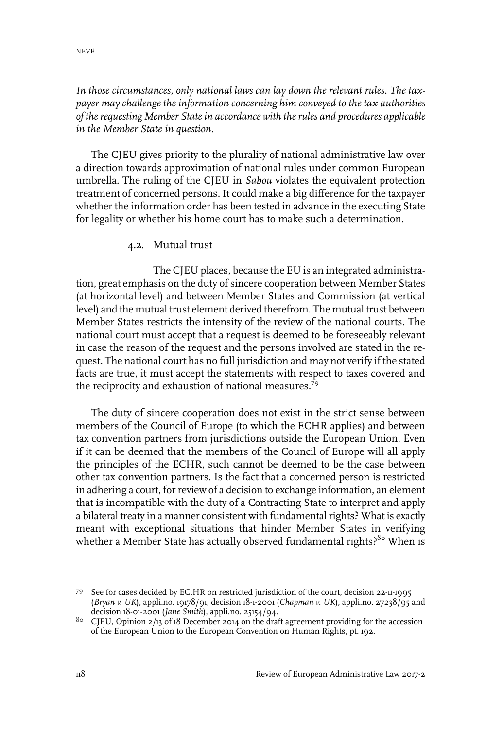*In those circumstances, only national laws can lay down the relevant rules. The taxpayer may challenge the information concerning him conveyed to the tax authorities of the requesting Member State in accordance with the rules and procedures applicable in the Member State in question.*

The CJEU gives priority to the plurality of national administrative law over a direction towards approximation of national rules under common European umbrella. The ruling of the CJEU in *Sabou* violates the equivalent protection treatment of concerned persons. It could make a big difference for the taxpayer whether the information order has been tested in advance in the executing State for legality or whether his home court has to make such a determination.

### 4.2. Mutual trust

The CJEU places, because the EU is an integrated administration, great emphasis on the duty of sincere cooperation between Member States (at horizontal level) and between Member States and Commission (at vertical level) and the mutual trust element derived therefrom. The mutual trust between Member States restricts the intensity of the review of the national courts. The national court must accept that a request is deemed to be foreseeably relevant in case the reason of the request and the persons involved are stated in the request. The national court has no full jurisdiction and may not verify if the stated facts are true, it must accept the statements with respect to taxes covered and the reciprocity and exhaustion of national measures.[79]

The duty of sincere cooperation does not exist in the strict sense between members of the Council of Europe (to which the ECHR applies) and between tax convention partners from jurisdictions outside the European Union. Even if it can be deemed that the members of the Council of Europe will all apply the principles of the ECHR, such cannot be deemed to be the case between other tax convention partners. Is the fact that a concerned person is restricted in adhering a court, for review of a decision to exchange information, an element that is incompatible with the duty of a Contracting State to interpret and apply a bilateral treaty in a manner consistent with fundamental rights? What is exactly meant with exceptional situations that hinder Member States in verifying whether a Member State has actually observed fundamental rights?[80] When is

---

79 See for cases decided by ECtHR on restricted jurisdiction of the court, decision 22-11-1995 (*Bryan v. UK*), appli.no. 19178/91, decision 18-1-2001 (*Chapman v. UK*), appli.no. 27238/95 and decision 18-01-2001 (*Jane Smith*), appli.no. 25154/94.

80 CJEU, Opinion 2/13 of 18 December 2014 on the draft agreement providing for the accession of the European Union to the European Convention on Human Rights, pt. 192.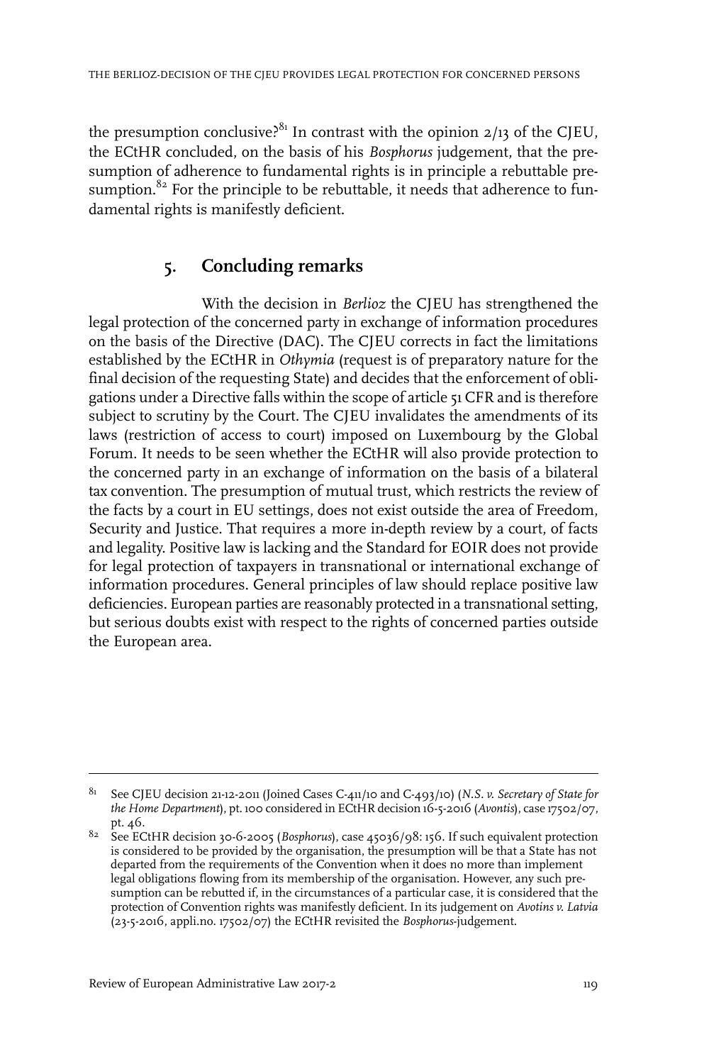the presumption conclusive?[81] In contrast with the opinion 2/13 of the CJEU, the ECtHR concluded, on the basis of his *Bosphorus* judgement, that the presumption of adherence to fundamental rights is in principle a rebuttable presumption.[82] For the principle to be rebuttable, it needs that adherence to fundamental rights is manifestly deficient.

## 5. Concluding remarks

With the decision in *Berlioz* the CJEU has strengthened the legal protection of the concerned party in exchange of information procedures on the basis of the Directive (DAC). The CJEU corrects in fact the limitations established by the ECtHR in *Othymia* (request is of preparatory nature for the final decision of the requesting State) and decides that the enforcement of obligations under a Directive falls within the scope of article 51 CFR and is therefore subject to scrutiny by the Court. The CJEU invalidates the amendments of its laws (restriction of access to court) imposed on Luxembourg by the Global Forum. It needs to be seen whether the ECtHR will also provide protection to the concerned party in an exchange of information on the basis of a bilateral tax convention. The presumption of mutual trust, which restricts the review of the facts by a court in EU settings, does not exist outside the area of Freedom, Security and Justice. That requires a more in-depth review by a court, of facts and legality. Positive law is lacking and the Standard for EOIR does not provide for legal protection of taxpayers in transnational or international exchange of information procedures. General principles of law should replace positive law deficiencies. European parties are reasonably protected in a transnational setting, but serious doubts exist with respect to the rights of concerned parties outside the European area.

---

[81] See CJEU decision 21-12-2011 (Joined Cases C-411/10 and C-493/10) (*N.S. v. Secretary of State for the Home Department*), pt. 100 considered in ECtHR decision 16-5-2016 (*Avontis*), case 17502/07, pt. 46.

[82] See ECtHR decision 30-6-2005 (*Bosphorus*), case 45036/98: 156. If such equivalent protection is considered to be provided by the organisation, the presumption will be that a State has not departed from the requirements of the Convention when it does no more than implement legal obligations flowing from its membership of the organisation. However, any such presumption can be rebutted if, in the circumstances of a particular case, it is considered that the protection of Convention rights was manifestly deficient. In its judgement on *Avotins v. Latvia* (23-5-2016, appli.no. 17502/07) the ECtHR revisited the *Bosphorus*-judgement.